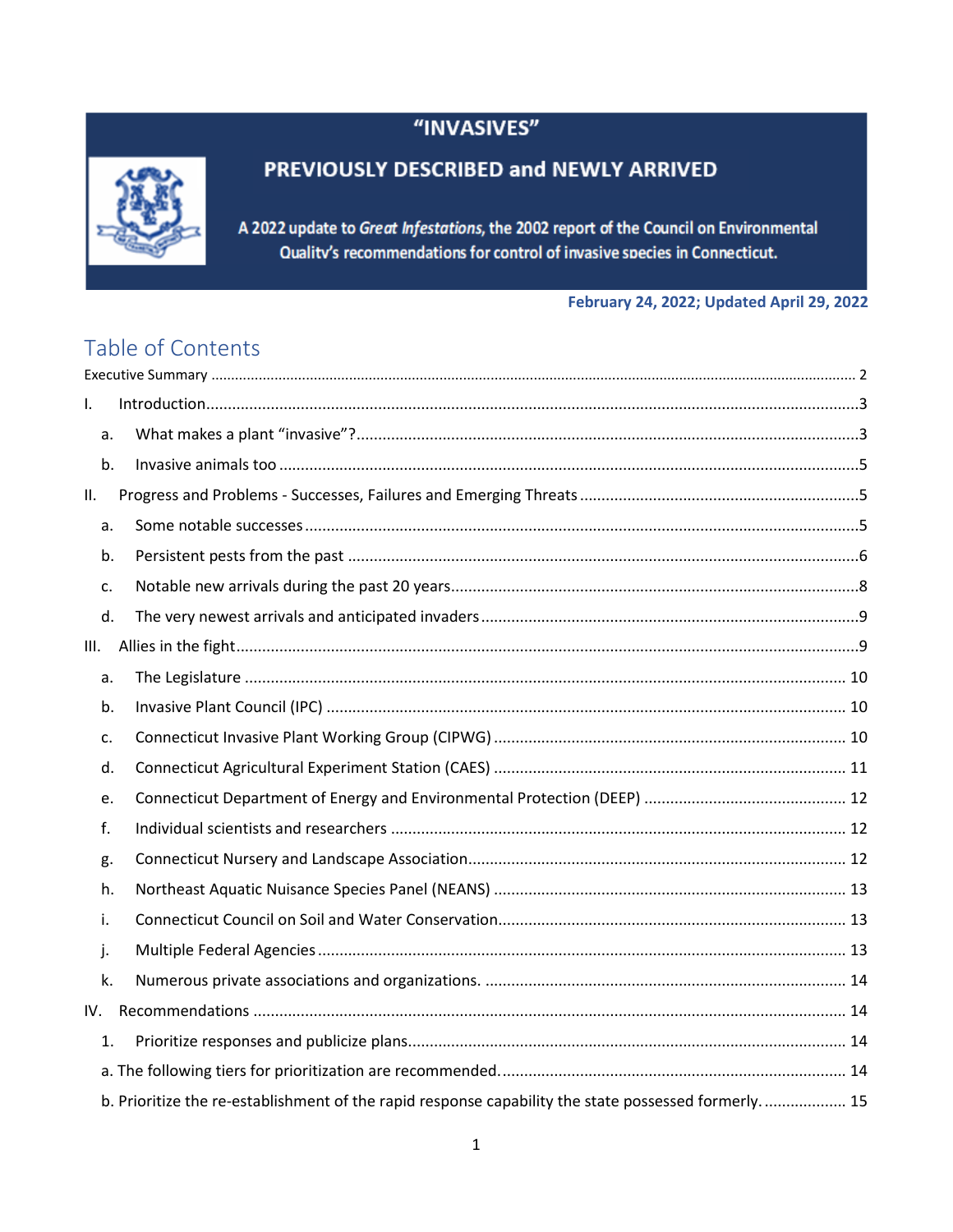# "INVASIVES"

## PREVIOUSLY DESCRIBED and NEWLY ARRIVED

A 2022 update to *Great Infestations*, the 2002 report of the Council on Environmental Quality's recommendations for control of invasive species in Connecticut.

**February 24, 2022; Updated April 29, 2022**

## Table of Contents

- Executive Summary ..... 2
- I. Introduction ..... 3
  - a. What makes a plant "invasive"? ..... 3
  - b. Invasive animals too ..... 5
- II. Progress and Problems - Successes, Failures and Emerging Threats ..... 5
  - a. Some notable successes ..... 5
  - b. Persistent pests from the past ..... 6
  - c. Notable new arrivals during the past 20 years ..... 8
  - d. The very newest arrivals and anticipated invaders ..... 9
- III. Allies in the fight ..... 9
  - a. The Legislature ..... 10
  - b. Invasive Plant Council (IPC) ..... 10
  - c. Connecticut Invasive Plant Working Group (CIPWG) ..... 10
  - d. Connecticut Agricultural Experiment Station (CAES) ..... 11
  - e. Connecticut Department of Energy and Environmental Protection (DEEP) ..... 12
  - f. Individual scientists and researchers ..... 12
  - g. Connecticut Nursery and Landscape Association ..... 12
  - h. Northeast Aquatic Nuisance Species Panel (NEANS) ..... 13
  - i. Connecticut Council on Soil and Water Conservation ..... 13
  - j. Multiple Federal Agencies ..... 13
  - k. Numerous private associations and organizations. ..... 14
- IV. Recommendations ..... 14
  - 1. Prioritize responses and publicize plans ..... 14
    - a. The following tiers for prioritization are recommended. ..... 14
    - b. Prioritize the re-establishment of the rapid response capability the state possessed formerly. ..... 15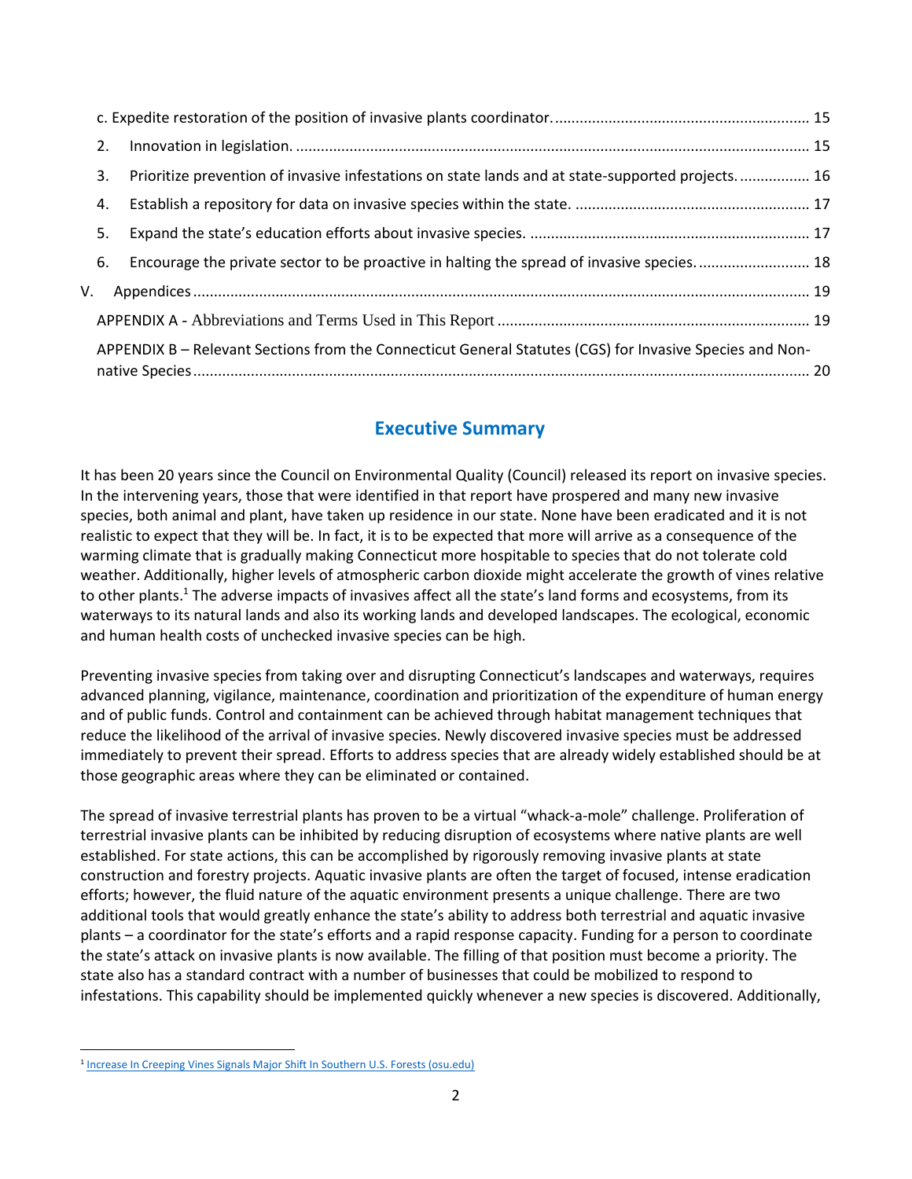c. Expedite restoration of the position of invasive plants coordinator. .......... 15

2. Innovation in legislation. .......... 15

3. Prioritize prevention of invasive infestations on state lands and at state-supported projects. .......... 16

4. Establish a repository for data on invasive species within the state. .......... 17

5. Expand the state's education efforts about invasive species. .......... 17

6. Encourage the private sector to be proactive in halting the spread of invasive species. .......... 18

V. Appendices .......... 19

APPENDIX A - Abbreviations and Terms Used in This Report .......... 19

APPENDIX B – Relevant Sections from the Connecticut General Statutes (CGS) for Invasive Species and Non-native Species .......... 20

## Executive Summary

It has been 20 years since the Council on Environmental Quality (Council) released its report on invasive species. In the intervening years, those that were identified in that report have prospered and many new invasive species, both animal and plant, have taken up residence in our state. None have been eradicated and it is not realistic to expect that they will be. In fact, it is to be expected that more will arrive as a consequence of the warming climate that is gradually making Connecticut more hospitable to species that do not tolerate cold weather. Additionally, higher levels of atmospheric carbon dioxide might accelerate the growth of vines relative to other plants.[1] The adverse impacts of invasives affect all the state's land forms and ecosystems, from its waterways to its natural lands and also its working lands and developed landscapes. The ecological, economic and human health costs of unchecked invasive species can be high.

Preventing invasive species from taking over and disrupting Connecticut's landscapes and waterways, requires advanced planning, vigilance, maintenance, coordination and prioritization of the expenditure of human energy and of public funds. Control and containment can be achieved through habitat management techniques that reduce the likelihood of the arrival of invasive species. Newly discovered invasive species must be addressed immediately to prevent their spread. Efforts to address species that are already widely established should be at those geographic areas where they can be eliminated or contained.

The spread of invasive terrestrial plants has proven to be a virtual "whack-a-mole" challenge. Proliferation of terrestrial invasive plants can be inhibited by reducing disruption of ecosystems where native plants are well established. For state actions, this can be accomplished by rigorously removing invasive plants at state construction and forestry projects. Aquatic invasive plants are often the target of focused, intense eradication efforts; however, the fluid nature of the aquatic environment presents a unique challenge. There are two additional tools that would greatly enhance the state's ability to address both terrestrial and aquatic invasive plants – a coordinator for the state's efforts and a rapid response capacity. Funding for a person to coordinate the state's attack on invasive plants is now available. The filling of that position must become a priority. The state also has a standard contract with a number of businesses that could be mobilized to respond to infestations. This capability should be implemented quickly whenever a new species is discovered. Additionally,

[1] Increase In Creeping Vines Signals Major Shift In Southern U.S. Forests (osu.edu)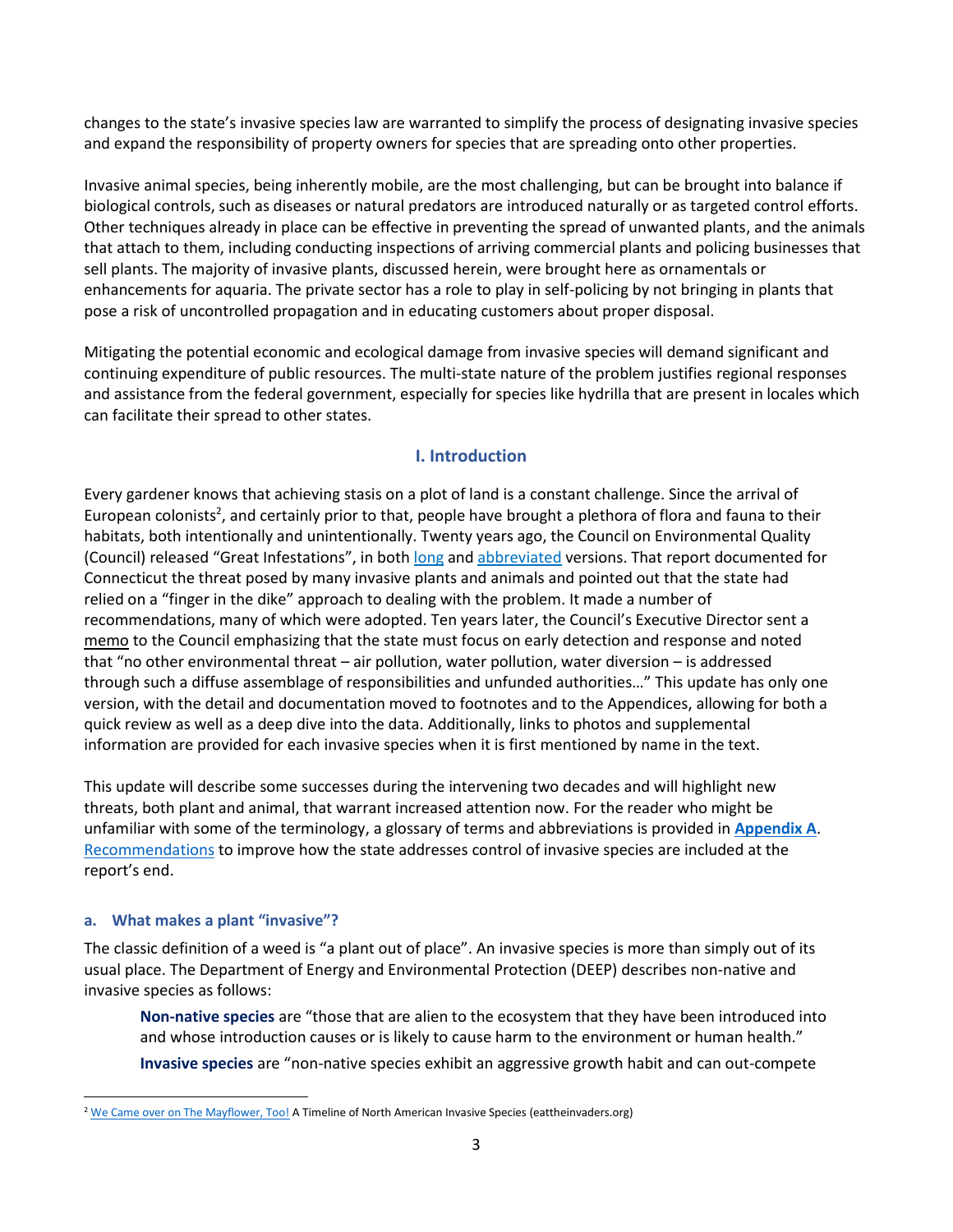changes to the state's invasive species law are warranted to simplify the process of designating invasive species and expand the responsibility of property owners for species that are spreading onto other properties.

Invasive animal species, being inherently mobile, are the most challenging, but can be brought into balance if biological controls, such as diseases or natural predators are introduced naturally or as targeted control efforts. Other techniques already in place can be effective in preventing the spread of unwanted plants, and the animals that attach to them, including conducting inspections of arriving commercial plants and policing businesses that sell plants. The majority of invasive plants, discussed herein, were brought here as ornamentals or enhancements for aquaria. The private sector has a role to play in self-policing by not bringing in plants that pose a risk of uncontrolled propagation and in educating customers about proper disposal.

Mitigating the potential economic and ecological damage from invasive species will demand significant and continuing expenditure of public resources. The multi-state nature of the problem justifies regional responses and assistance from the federal government, especially for species like hydrilla that are present in locales which can facilitate their spread to other states.

## I. Introduction

Every gardener knows that achieving stasis on a plot of land is a constant challenge. Since the arrival of European colonists[2], and certainly prior to that, people have brought a plethora of flora and fauna to their habitats, both intentionally and unintentionally. Twenty years ago, the Council on Environmental Quality (Council) released "Great Infestations", in both long and abbreviated versions. That report documented for Connecticut the threat posed by many invasive plants and animals and pointed out that the state had relied on a "finger in the dike" approach to dealing with the problem. It made a number of recommendations, many of which were adopted. Ten years later, the Council's Executive Director sent a memo to the Council emphasizing that the state must focus on early detection and response and noted that "no other environmental threat – air pollution, water pollution, water diversion – is addressed through such a diffuse assemblage of responsibilities and unfunded authorities…" This update has only one version, with the detail and documentation moved to footnotes and to the Appendices, allowing for both a quick review as well as a deep dive into the data. Additionally, links to photos and supplemental information are provided for each invasive species when it is first mentioned by name in the text.

This update will describe some successes during the intervening two decades and will highlight new threats, both plant and animal, that warrant increased attention now. For the reader who might be unfamiliar with some of the terminology, a glossary of terms and abbreviations is provided in **Appendix A**. Recommendations to improve how the state addresses control of invasive species are included at the report's end.

### a. What makes a plant "invasive"?

The classic definition of a weed is "a plant out of place". An invasive species is more than simply out of its usual place. The Department of Energy and Environmental Protection (DEEP) describes non-native and invasive species as follows:

> **Non-native species** are "those that are alien to the ecosystem that they have been introduced into and whose introduction causes or is likely to cause harm to the environment or human health."
>
> **Invasive species** are "non-native species exhibit an aggressive growth habit and can out-compete

[2] We Came over on The Mayflower, Too! A Timeline of North American Invasive Species (eattheinvaders.org)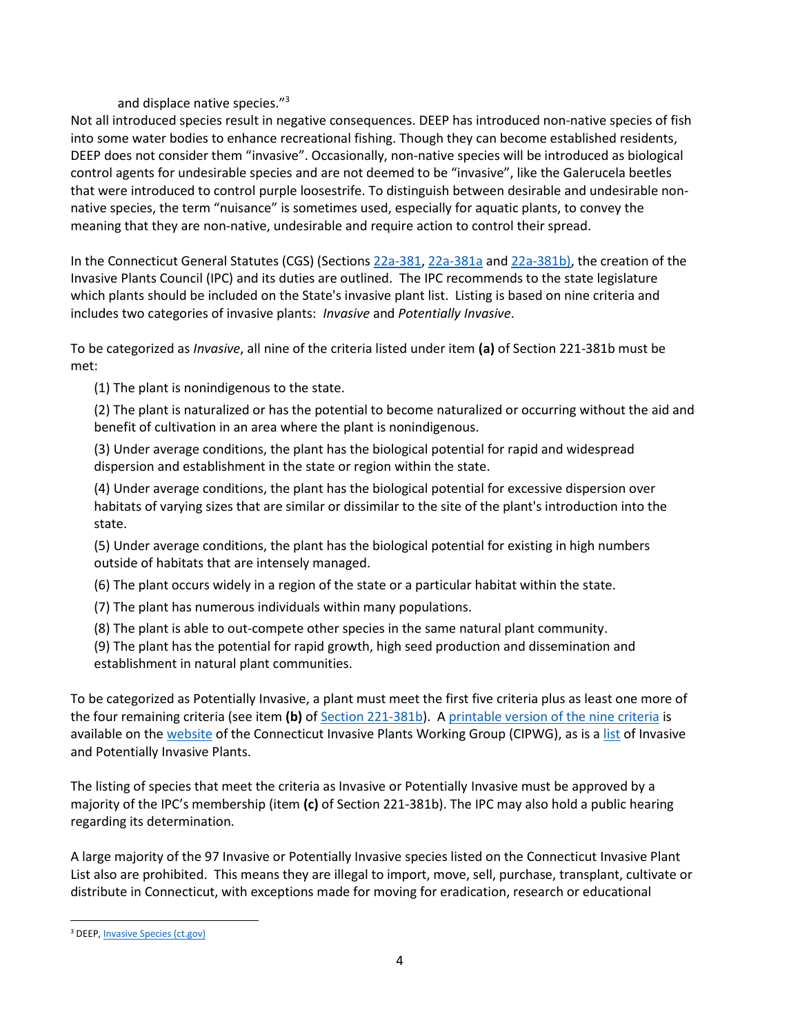and displace native species."[3]

Not all introduced species result in negative consequences. DEEP has introduced non-native species of fish into some water bodies to enhance recreational fishing. Though they can become established residents, DEEP does not consider them "invasive". Occasionally, non-native species will be introduced as biological control agents for undesirable species and are not deemed to be "invasive", like the Galerucela beetles that were introduced to control purple loosestrife. To distinguish between desirable and undesirable non-native species, the term "nuisance" is sometimes used, especially for aquatic plants, to convey the meaning that they are non-native, undesirable and require action to control their spread.

In the Connecticut General Statutes (CGS) (Sections 22a-381, 22a-381a and 22a-381b), the creation of the Invasive Plants Council (IPC) and its duties are outlined. The IPC recommends to the state legislature which plants should be included on the State's invasive plant list. Listing is based on nine criteria and includes two categories of invasive plants: *Invasive* and *Potentially Invasive*.

To be categorized as *Invasive*, all nine of the criteria listed under item **(a)** of Section 221-381b must be met:

(1) The plant is nonindigenous to the state.

(2) The plant is naturalized or has the potential to become naturalized or occurring without the aid and benefit of cultivation in an area where the plant is nonindigenous.

(3) Under average conditions, the plant has the biological potential for rapid and widespread dispersion and establishment in the state or region within the state.

(4) Under average conditions, the plant has the biological potential for excessive dispersion over habitats of varying sizes that are similar or dissimilar to the site of the plant's introduction into the state.

(5) Under average conditions, the plant has the biological potential for existing in high numbers outside of habitats that are intensely managed.

(6) The plant occurs widely in a region of the state or a particular habitat within the state.

(7) The plant has numerous individuals within many populations.

(8) The plant is able to out-compete other species in the same natural plant community.

(9) The plant has the potential for rapid growth, high seed production and dissemination and establishment in natural plant communities.

To be categorized as Potentially Invasive, a plant must meet the first five criteria plus as least one more of the four remaining criteria (see item **(b)** of Section 221-381b). A printable version of the nine criteria is available on the website of the Connecticut Invasive Plants Working Group (CIPWG), as is a list of Invasive and Potentially Invasive Plants.

The listing of species that meet the criteria as Invasive or Potentially Invasive must be approved by a majority of the IPC's membership (item **(c)** of Section 221-381b). The IPC may also hold a public hearing regarding its determination.

A large majority of the 97 Invasive or Potentially Invasive species listed on the Connecticut Invasive Plant List also are prohibited. This means they are illegal to import, move, sell, purchase, transplant, cultivate or distribute in Connecticut, with exceptions made for moving for eradication, research or educational

[3] DEEP, Invasive Species (ct.gov)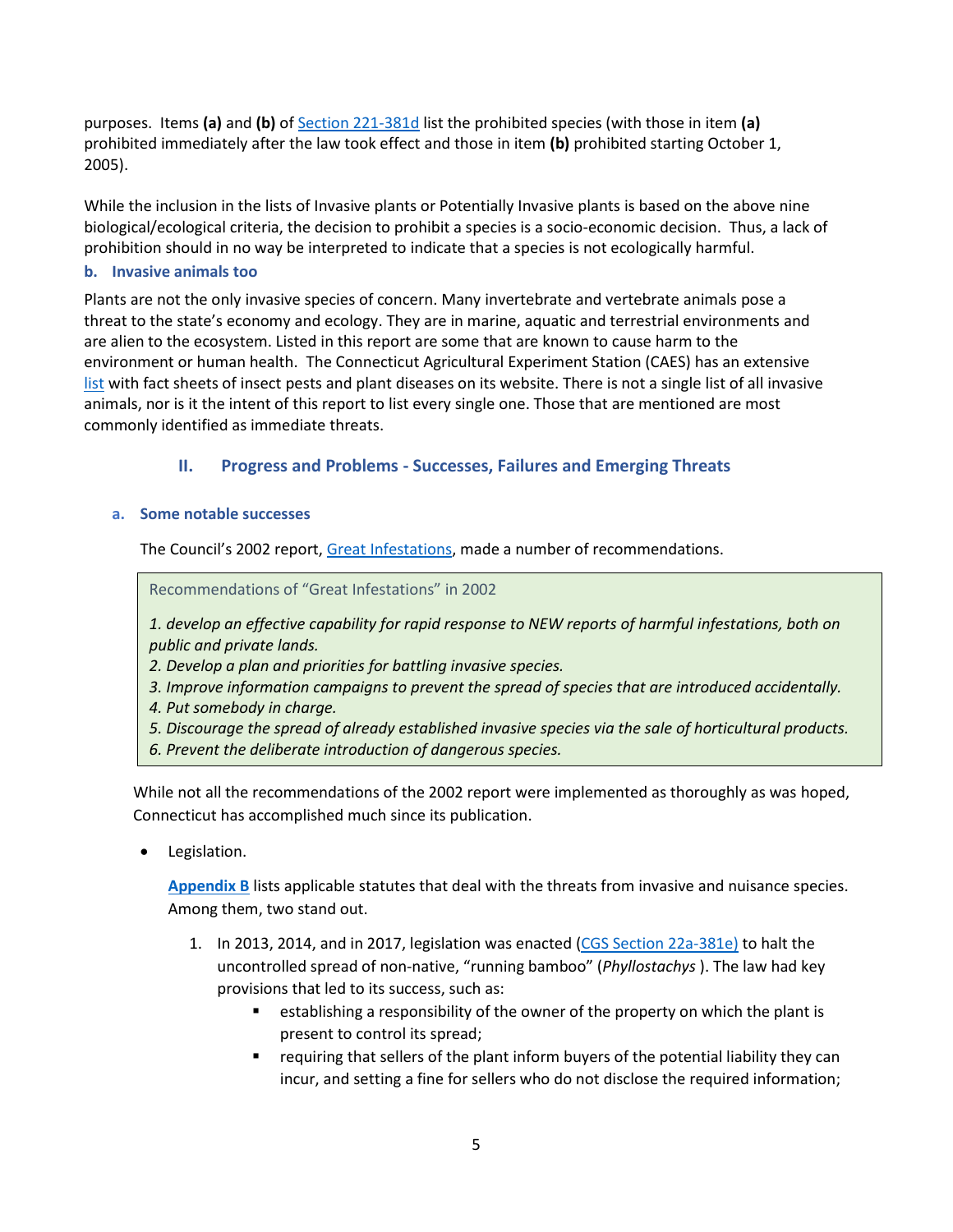purposes. Items **(a)** and **(b)** of Section 221-381d list the prohibited species (with those in item **(a)** prohibited immediately after the law took effect and those in item **(b)** prohibited starting October 1, 2005).

While the inclusion in the lists of Invasive plants or Potentially Invasive plants is based on the above nine biological/ecological criteria, the decision to prohibit a species is a socio-economic decision. Thus, a lack of prohibition should in no way be interpreted to indicate that a species is not ecologically harmful.

### b. Invasive animals too

Plants are not the only invasive species of concern. Many invertebrate and vertebrate animals pose a threat to the state's economy and ecology. They are in marine, aquatic and terrestrial environments and are alien to the ecosystem. Listed in this report are some that are known to cause harm to the environment or human health. The Connecticut Agricultural Experiment Station (CAES) has an extensive list with fact sheets of insect pests and plant diseases on its website. There is not a single list of all invasive animals, nor is it the intent of this report to list every single one. Those that are mentioned are most commonly identified as immediate threats.

## II. Progress and Problems - Successes, Failures and Emerging Threats

### a. Some notable successes

The Council's 2002 report, Great Infestations, made a number of recommendations.

> Recommendations of "Great Infestations" in 2002
>
> *1. develop an effective capability for rapid response to NEW reports of harmful infestations, both on public and private lands.*
> *2. Develop a plan and priorities for battling invasive species.*
> *3. Improve information campaigns to prevent the spread of species that are introduced accidentally.*
> *4. Put somebody in charge.*
> *5. Discourage the spread of already established invasive species via the sale of horticultural products.*
> *6. Prevent the deliberate introduction of dangerous species.*

While not all the recommendations of the 2002 report were implemented as thoroughly as was hoped, Connecticut has accomplished much since its publication.

- Legislation.

  **Appendix B** lists applicable statutes that deal with the threats from invasive and nuisance species. Among them, two stand out.

  1. In 2013, 2014, and in 2017, legislation was enacted (CGS Section 22a-381e) to halt the uncontrolled spread of non-native, "running bamboo" (*Phyllostachys* ). The law had key provisions that led to its success, such as:
     - establishing a responsibility of the owner of the property on which the plant is present to control its spread;
     - requiring that sellers of the plant inform buyers of the potential liability they can incur, and setting a fine for sellers who do not disclose the required information;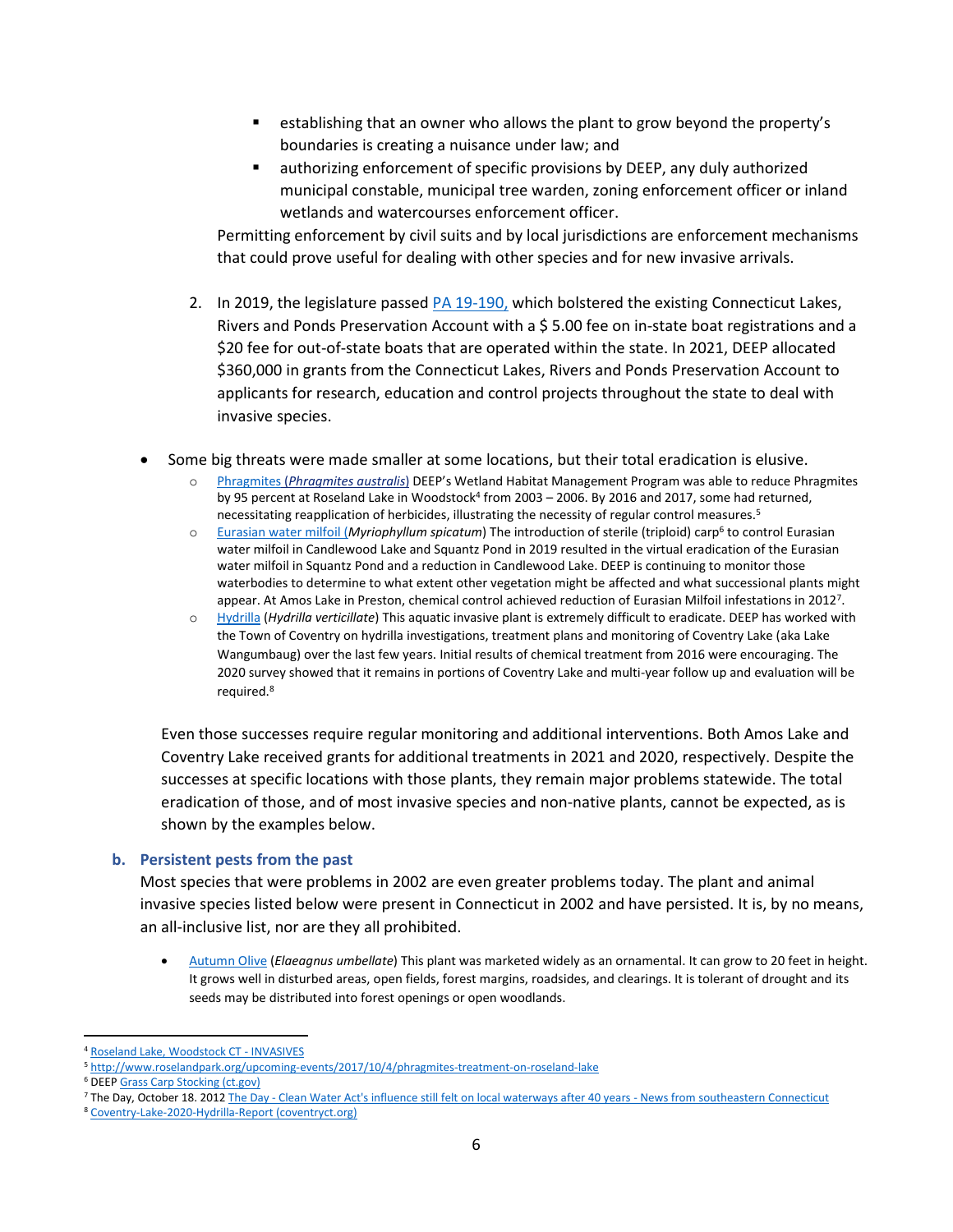- establishing that an owner who allows the plant to grow beyond the property's boundaries is creating a nuisance under law; and
- authorizing enforcement of specific provisions by DEEP, any duly authorized municipal constable, municipal tree warden, zoning enforcement officer or inland wetlands and watercourses enforcement officer.

Permitting enforcement by civil suits and by local jurisdictions are enforcement mechanisms that could prove useful for dealing with other species and for new invasive arrivals.

2. In 2019, the legislature passed PA 19-190, which bolstered the existing Connecticut Lakes, Rivers and Ponds Preservation Account with a $ 5.00 fee on in-state boat registrations and a $20 fee for out-of-state boats that are operated within the state. In 2021, DEEP allocated $360,000 in grants from the Connecticut Lakes, Rivers and Ponds Preservation Account to applicants for research, education and control projects throughout the state to deal with invasive species.

- Some big threats were made smaller at some locations, but their total eradication is elusive.
  - Phragmites (*Phragmites australis*) DEEP's Wetland Habitat Management Program was able to reduce Phragmites by 95 percent at Roseland Lake in Woodstock[4] from 2003 – 2006. By 2016 and 2017, some had returned, necessitating reapplication of herbicides, illustrating the necessity of regular control measures.[5]
  - Eurasian water milfoil (*Myriophyllum spicatum*) The introduction of sterile (triploid) carp[6] to control Eurasian water milfoil in Candlewood Lake and Squantz Pond in 2019 resulted in the virtual eradication of the Eurasian water milfoil in Squantz Pond and a reduction in Candlewood Lake. DEEP is continuing to monitor those waterbodies to determine to what extent other vegetation might be affected and what successional plants might appear. At Amos Lake in Preston, chemical control achieved reduction of Eurasian Milfoil infestations in 2012[7].
  - Hydrilla (*Hydrilla verticillate*) This aquatic invasive plant is extremely difficult to eradicate. DEEP has worked with the Town of Coventry on hydrilla investigations, treatment plans and monitoring of Coventry Lake (aka Lake Wangumbaug) over the last few years. Initial results of chemical treatment from 2016 were encouraging. The 2020 survey showed that it remains in portions of Coventry Lake and multi-year follow up and evaluation will be required.[8]

Even those successes require regular monitoring and additional interventions. Both Amos Lake and Coventry Lake received grants for additional treatments in 2021 and 2020, respectively. Despite the successes at specific locations with those plants, they remain major problems statewide. The total eradication of those, and of most invasive species and non-native plants, cannot be expected, as is shown by the examples below.

### b. Persistent pests from the past

Most species that were problems in 2002 are even greater problems today. The plant and animal invasive species listed below were present in Connecticut in 2002 and have persisted. It is, by no means, an all-inclusive list, nor are they all prohibited.

- Autumn Olive (*Elaeagnus umbellate*) This plant was marketed widely as an ornamental. It can grow to 20 feet in height. It grows well in disturbed areas, open fields, forest margins, roadsides, and clearings. It is tolerant of drought and its seeds may be distributed into forest openings or open woodlands.

---

[4] Roseland Lake, Woodstock CT - INVASIVES

[5] http://www.roselandpark.org/upcoming-events/2017/10/4/phragmites-treatment-on-roseland-lake

[6] DEEP Grass Carp Stocking (ct.gov)

[7] The Day, October 18. 2012 The Day - Clean Water Act's influence still felt on local waterways after 40 years - News from southeastern Connecticut

[8] Coventry-Lake-2020-Hydrilla-Report (coventryct.org)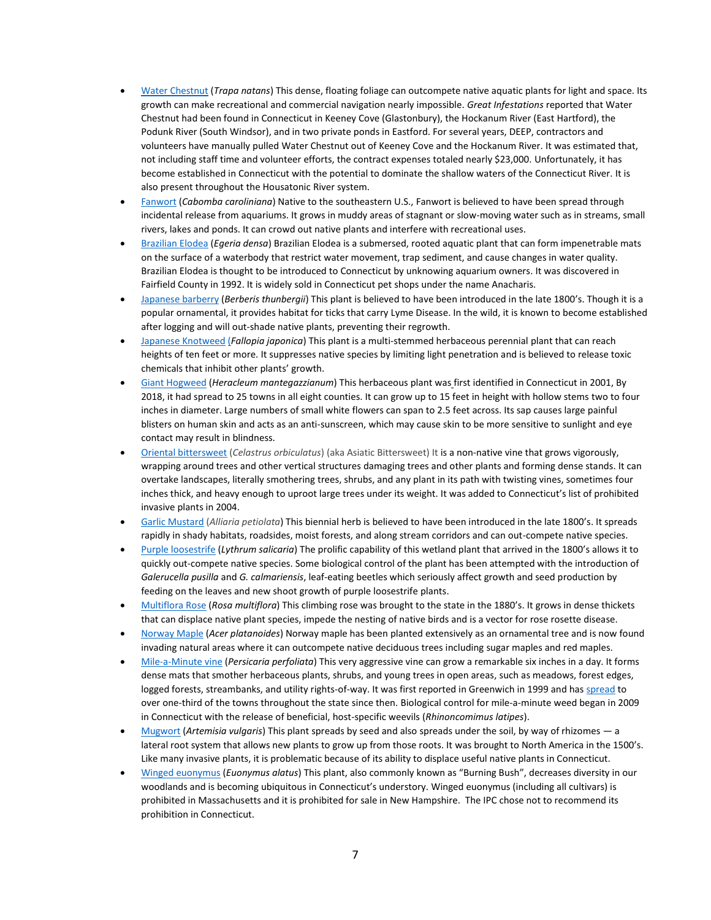- Water Chestnut (*Trapa natans*) This dense, floating foliage can outcompete native aquatic plants for light and space. Its growth can make recreational and commercial navigation nearly impossible. *Great Infestations* reported that Water Chestnut had been found in Connecticut in Keeney Cove (Glastonbury), the Hockanum River (East Hartford), the Podunk River (South Windsor), and in two private ponds in Eastford. For several years, DEEP, contractors and volunteers have manually pulled Water Chestnut out of Keeney Cove and the Hockanum River. It was estimated that, not including staff time and volunteer efforts, the contract expenses totaled nearly $23,000. Unfortunately, it has become established in Connecticut with the potential to dominate the shallow waters of the Connecticut River. It is also present throughout the Housatonic River system.
- Fanwort (*Cabomba caroliniana*) Native to the southeastern U.S., Fanwort is believed to have been spread through incidental release from aquariums. It grows in muddy areas of stagnant or slow-moving water such as in streams, small rivers, lakes and ponds. It can crowd out native plants and interfere with recreational uses.
- Brazilian Elodea (*Egeria densa*) Brazilian Elodea is a submersed, rooted aquatic plant that can form impenetrable mats on the surface of a waterbody that restrict water movement, trap sediment, and cause changes in water quality. Brazilian Elodea is thought to be introduced to Connecticut by unknowing aquarium owners. It was discovered in Fairfield County in 1992. It is widely sold in Connecticut pet shops under the name Anacharis.
- Japanese barberry (*Berberis thunbergii*) This plant is believed to have been introduced in the late 1800's. Though it is a popular ornamental, it provides habitat for ticks that carry Lyme Disease. In the wild, it is known to become established after logging and will out-shade native plants, preventing their regrowth.
- Japanese Knotweed (*Fallopia japonica*) This plant is a multi-stemmed herbaceous perennial plant that can reach heights of ten feet or more. It suppresses native species by limiting light penetration and is believed to release toxic chemicals that inhibit other plants' growth.
- Giant Hogweed (*Heracleum mantegazzianum*) This herbaceous plant was first identified in Connecticut in 2001, By 2018, it had spread to 25 towns in all eight counties. It can grow up to 15 feet in height with hollow stems two to four inches in diameter. Large numbers of small white flowers can span to 2.5 feet across. Its sap causes large painful blisters on human skin and acts as an anti-sunscreen, which may cause skin to be more sensitive to sunlight and eye contact may result in blindness.
- Oriental bittersweet (*Celastrus orbiculatus*) (aka Asiatic Bittersweet) It is a non-native vine that grows vigorously, wrapping around trees and other vertical structures damaging trees and other plants and forming dense stands. It can overtake landscapes, literally smothering trees, shrubs, and any plant in its path with twisting vines, sometimes four inches thick, and heavy enough to uproot large trees under its weight. It was added to Connecticut's list of prohibited invasive plants in 2004.
- Garlic Mustard (*Alliaria petiolata*) This biennial herb is believed to have been introduced in the late 1800's. It spreads rapidly in shady habitats, roadsides, moist forests, and along stream corridors and can out-compete native species.
- Purple loosestrife (*Lythrum salicaria*) The prolific capability of this wetland plant that arrived in the 1800's allows it to quickly out-compete native species. Some biological control of the plant has been attempted with the introduction of *Galerucella pusilla* and *G. calmariensis*, leaf-eating beetles which seriously affect growth and seed production by feeding on the leaves and new shoot growth of purple loosestrife plants.
- Multiflora Rose (*Rosa multiflora*) This climbing rose was brought to the state in the 1880's. It grows in dense thickets that can displace native plant species, impede the nesting of native birds and is a vector for rose rosette disease.
- Norway Maple (*Acer platanoides*) Norway maple has been planted extensively as an ornamental tree and is now found invading natural areas where it can outcompete native deciduous trees including sugar maples and red maples.
- Mile-a-Minute vine (*Persicaria perfoliata*) This very aggressive vine can grow a remarkable six inches in a day. It forms dense mats that smother herbaceous plants, shrubs, and young trees in open areas, such as meadows, forest edges, logged forests, streambanks, and utility rights-of-way. It was first reported in Greenwich in 1999 and has spread to over one-third of the towns throughout the state since then. Biological control for mile-a-minute weed began in 2009 in Connecticut with the release of beneficial, host-specific weevils (*Rhinoncomimus latipes*).
- Mugwort (*Artemisia vulgaris*) This plant spreads by seed and also spreads under the soil, by way of rhizomes — a lateral root system that allows new plants to grow up from those roots. It was brought to North America in the 1500's. Like many invasive plants, it is problematic because of its ability to displace useful native plants in Connecticut.
- Winged euonymus (*Euonymus alatus*) This plant, also commonly known as "Burning Bush", decreases diversity in our woodlands and is becoming ubiquitous in Connecticut's understory. Winged euonymus (including all cultivars) is prohibited in Massachusetts and it is prohibited for sale in New Hampshire. The IPC chose not to recommend its prohibition in Connecticut.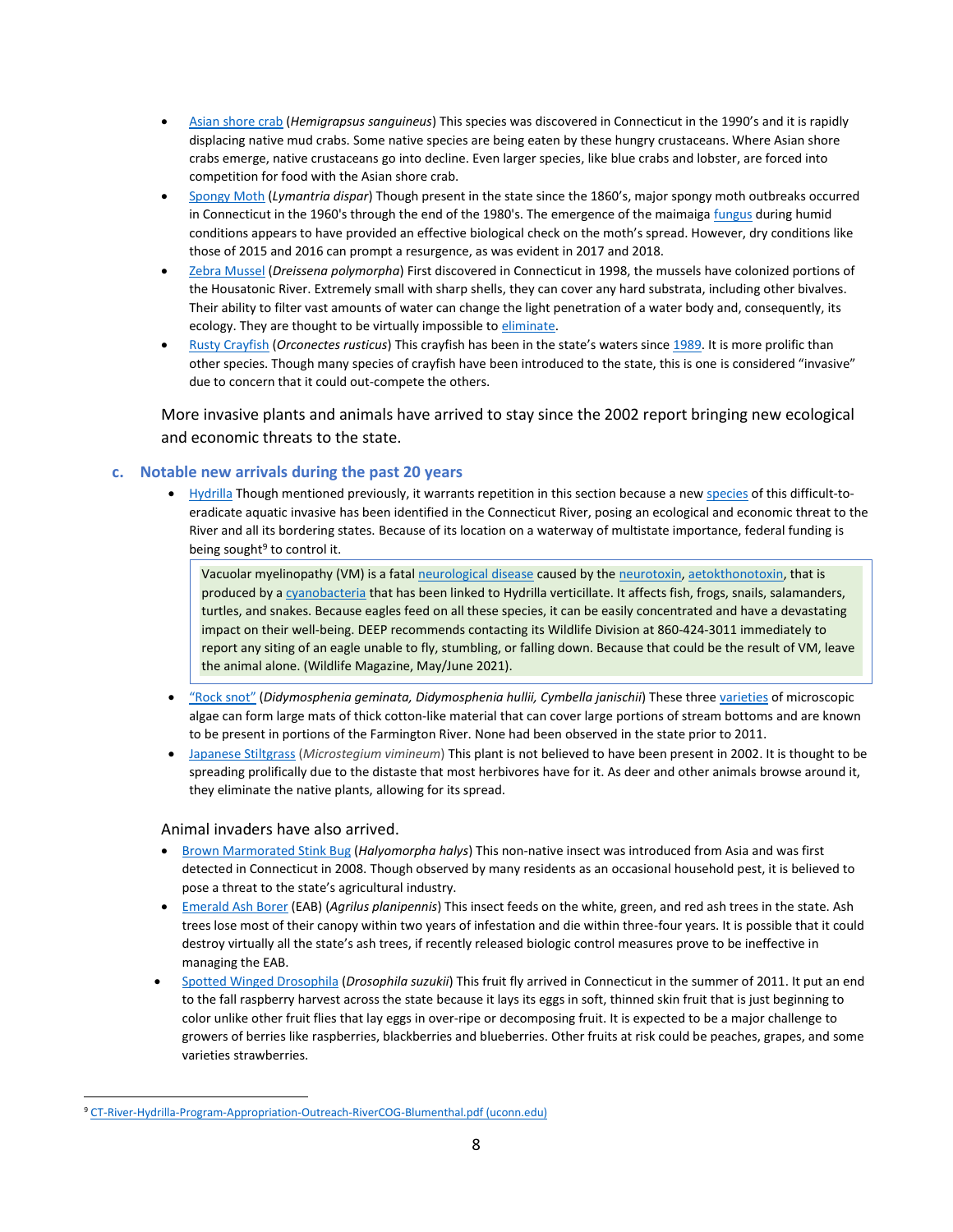- Asian shore crab (*Hemigrapsus sanguineus*) This species was discovered in Connecticut in the 1990's and it is rapidly displacing native mud crabs. Some native species are being eaten by these hungry crustaceans. Where Asian shore crabs emerge, native crustaceans go into decline. Even larger species, like blue crabs and lobster, are forced into competition for food with the Asian shore crab.
- Spongy Moth (*Lymantria dispar*) Though present in the state since the 1860's, major spongy moth outbreaks occurred in Connecticut in the 1960's through the end of the 1980's. The emergence of the maimaiga fungus during humid conditions appears to have provided an effective biological check on the moth's spread. However, dry conditions like those of 2015 and 2016 can prompt a resurgence, as was evident in 2017 and 2018.
- Zebra Mussel (*Dreissena polymorpha*) First discovered in Connecticut in 1998, the mussels have colonized portions of the Housatonic River. Extremely small with sharp shells, they can cover any hard substrata, including other bivalves. Their ability to filter vast amounts of water can change the light penetration of a water body and, consequently, its ecology. They are thought to be virtually impossible to eliminate.
- Rusty Crayfish (*Orconectes rusticus*) This crayfish has been in the state's waters since 1989. It is more prolific than other species. Though many species of crayfish have been introduced to the state, this is one is considered "invasive" due to concern that it could out-compete the others.

More invasive plants and animals have arrived to stay since the 2002 report bringing new ecological and economic threats to the state.

### c. Notable new arrivals during the past 20 years

- Hydrilla Though mentioned previously, it warrants repetition in this section because a new species of this difficult-to-eradicate aquatic invasive has been identified in the Connecticut River, posing an ecological and economic threat to the River and all its bordering states. Because of its location on a waterway of multistate importance, federal funding is being sought[9] to control it.

> Vacuolar myelinopathy (VM) is a fatal neurological disease caused by the neurotoxin, aetokthonotoxin, that is produced by a cyanobacteria that has been linked to Hydrilla verticillate. It affects fish, frogs, snails, salamanders, turtles, and snakes. Because eagles feed on all these species, it can be easily concentrated and have a devastating impact on their well-being. DEEP recommends contacting its Wildlife Division at 860-424-3011 immediately to report any siting of an eagle unable to fly, stumbling, or falling down. Because that could be the result of VM, leave the animal alone. (Wildlife Magazine, May/June 2021).

- "Rock snot" (*Didymosphenia geminata, Didymosphenia hullii, Cymbella janischii*) These three varieties of microscopic algae can form large mats of thick cotton-like material that can cover large portions of stream bottoms and are known to be present in portions of the Farmington River. None had been observed in the state prior to 2011.
- Japanese Stiltgrass (*Microstegium vimineum*) This plant is not believed to have been present in 2002. It is thought to be spreading prolifically due to the distaste that most herbivores have for it. As deer and other animals browse around it, they eliminate the native plants, allowing for its spread.

Animal invaders have also arrived.

- Brown Marmorated Stink Bug (*Halyomorpha halys*) This non-native insect was introduced from Asia and was first detected in Connecticut in 2008. Though observed by many residents as an occasional household pest, it is believed to pose a threat to the state's agricultural industry.
- Emerald Ash Borer (EAB) (*Agrilus planipennis*) This insect feeds on the white, green, and red ash trees in the state. Ash trees lose most of their canopy within two years of infestation and die within three-four years. It is possible that it could destroy virtually all the state's ash trees, if recently released biologic control measures prove to be ineffective in managing the EAB.
- Spotted Winged Drosophila (*Drosophila suzukii*) This fruit fly arrived in Connecticut in the summer of 2011. It put an end to the fall raspberry harvest across the state because it lays its eggs in soft, thinned skin fruit that is just beginning to color unlike other fruit flies that lay eggs in over-ripe or decomposing fruit. It is expected to be a major challenge to growers of berries like raspberries, blackberries and blueberries. Other fruits at risk could be peaches, grapes, and some varieties strawberries.

---

[9] CT-River-Hydrilla-Program-Appropriation-Outreach-RiverCOG-Blumenthal.pdf (uconn.edu)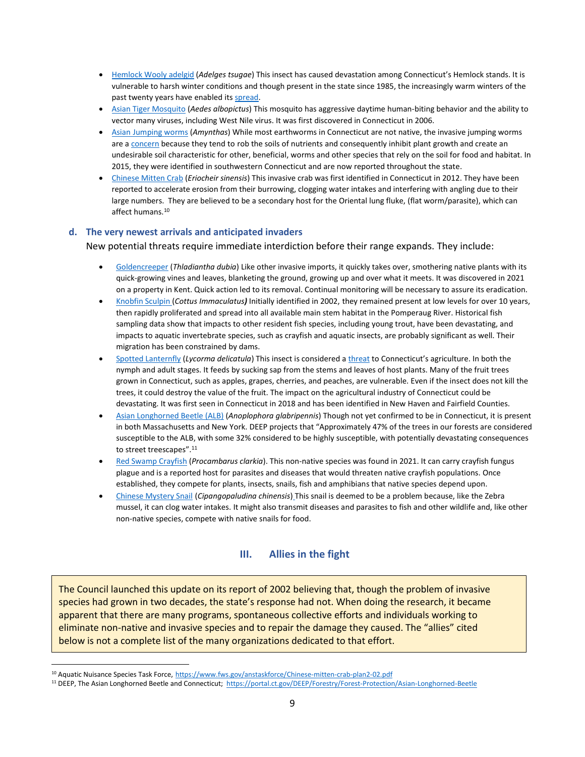- Hemlock Wooly adelgid (*Adelges tsugae*) This insect has caused devastation among Connecticut's Hemlock stands. It is vulnerable to harsh winter conditions and though present in the state since 1985, the increasingly warm winters of the past twenty years have enabled its spread.
- Asian Tiger Mosquito (*Aedes albopictus*) This mosquito has aggressive daytime human-biting behavior and the ability to vector many viruses, including West Nile virus. It was first discovered in Connecticut in 2006.
- Asian Jumping worms (*Amynthas*) While most earthworms in Connecticut are not native, the invasive jumping worms are a concern because they tend to rob the soils of nutrients and consequently inhibit plant growth and create an undesirable soil characteristic for other, beneficial, worms and other species that rely on the soil for food and habitat. In 2015, they were identified in southwestern Connecticut and are now reported throughout the state.
- Chinese Mitten Crab (*Eriocheir sinensis*) This invasive crab was first identified in Connecticut in 2012. They have been reported to accelerate erosion from their burrowing, clogging water intakes and interfering with angling due to their large numbers. They are believed to be a secondary host for the Oriental lung fluke, (flat worm/parasite), which can affect humans.[10]

### d. The very newest arrivals and anticipated invaders

New potential threats require immediate interdiction before their range expands. They include:

- Goldencreeper (*Thladiantha dubia*) Like other invasive imports, it quickly takes over, smothering native plants with its quick-growing vines and leaves, blanketing the ground, growing up and over what it meets. It was discovered in 2021 on a property in Kent. Quick action led to its removal. Continual monitoring will be necessary to assure its eradication.
- Knobfin Sculpin (*Cottus Immaculatus)* Initially identified in 2002, they remained present at low levels for over 10 years, then rapidly proliferated and spread into all available main stem habitat in the Pomperaug River. Historical fish sampling data show that impacts to other resident fish species, including young trout, have been devastating, and impacts to aquatic invertebrate species, such as crayfish and aquatic insects, are probably significant as well. Their migration has been constrained by dams.
- Spotted Lanternfly (*Lycorma delicatula*) This insect is considered a threat to Connecticut's agriculture. In both the nymph and adult stages. It feeds by sucking sap from the stems and leaves of host plants. Many of the fruit trees grown in Connecticut, such as apples, grapes, cherries, and peaches, are vulnerable. Even if the insect does not kill the trees, it could destroy the value of the fruit. The impact on the agricultural industry of Connecticut could be devastating. It was first seen in Connecticut in 2018 and has been identified in New Haven and Fairfield Counties.
- Asian Longhorned Beetle (ALB) (*Anoplophora glabripennis*) Though not yet confirmed to be in Connecticut, it is present in both Massachusetts and New York. DEEP projects that "Approximately 47% of the trees in our forests are considered susceptible to the ALB, with some 32% considered to be highly susceptible, with potentially devastating consequences to street treescapes".[11]
- Red Swamp Crayfish (*Procambarus clarkia*). This non-native species was found in 2021. It can carry crayfish fungus plague and is a reported host for parasites and diseases that would threaten native crayfish populations. Once established, they compete for plants, insects, snails, fish and amphibians that native species depend upon.
- Chinese Mystery Snail (*Cipangopaludina chinensis*) This snail is deemed to be a problem because, like the Zebra mussel, it can clog water intakes. It might also transmit diseases and parasites to fish and other wildlife and, like other non-native species, compete with native snails for food.

## III. Allies in the fight

The Council launched this update on its report of 2002 believing that, though the problem of invasive species had grown in two decades, the state's response had not. When doing the research, it became apparent that there are many programs, spontaneous collective efforts and individuals working to eliminate non-native and invasive species and to repair the damage they caused. The "allies" cited below is not a complete list of the many organizations dedicated to that effort.

[10] Aquatic Nuisance Species Task Force, https://www.fws.gov/anstaskforce/Chinese-mitten-crab-plan2-02.pdf

[11] DEEP, The Asian Longhorned Beetle and Connecticut; https://portal.ct.gov/DEEP/Forestry/Forest-Protection/Asian-Longhorned-Beetle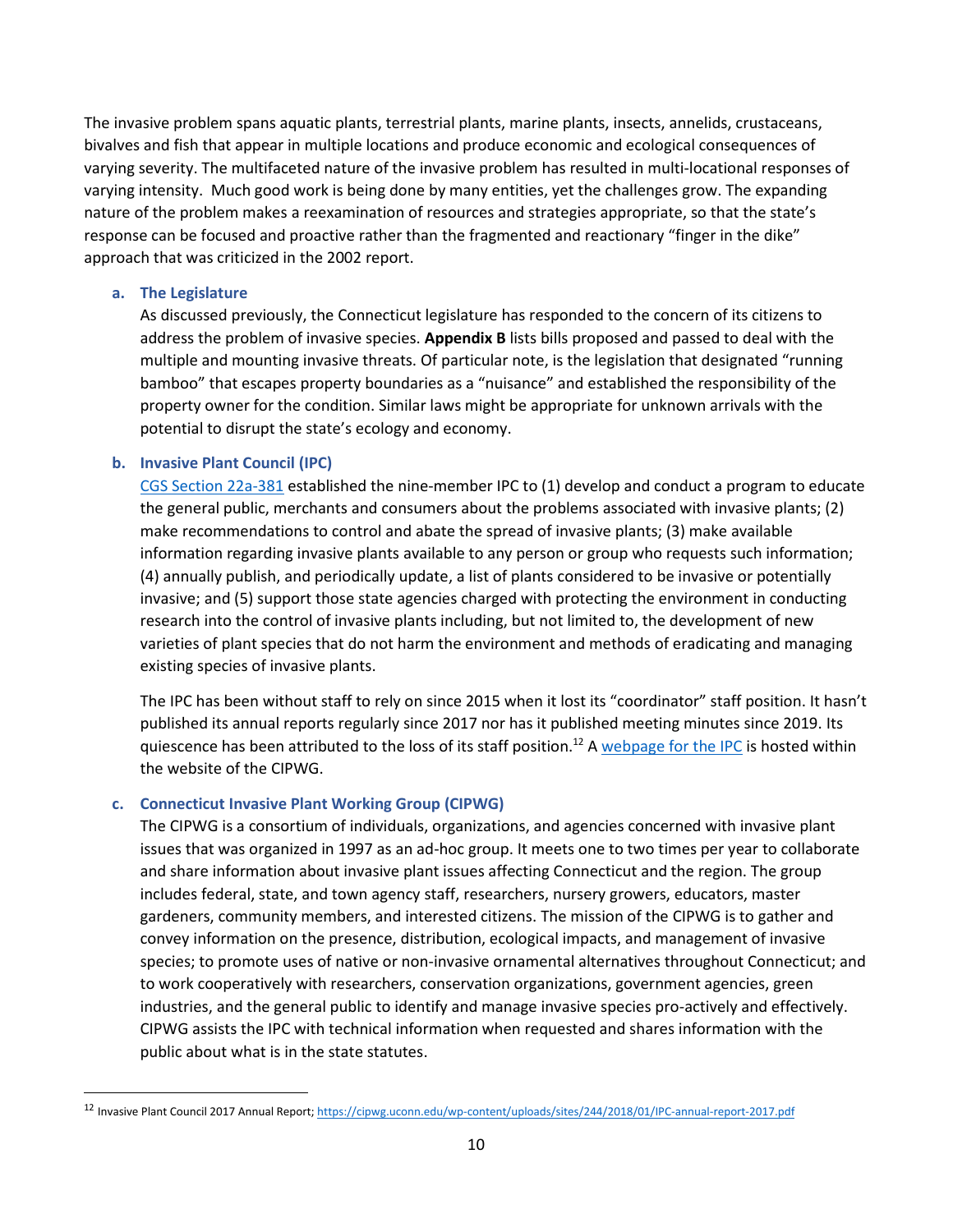The invasive problem spans aquatic plants, terrestrial plants, marine plants, insects, annelids, crustaceans, bivalves and fish that appear in multiple locations and produce economic and ecological consequences of varying severity. The multifaceted nature of the invasive problem has resulted in multi-locational responses of varying intensity. Much good work is being done by many entities, yet the challenges grow. The expanding nature of the problem makes a reexamination of resources and strategies appropriate, so that the state's response can be focused and proactive rather than the fragmented and reactionary "finger in the dike" approach that was criticized in the 2002 report.

### a. The Legislature

As discussed previously, the Connecticut legislature has responded to the concern of its citizens to address the problem of invasive species. **Appendix B** lists bills proposed and passed to deal with the multiple and mounting invasive threats. Of particular note, is the legislation that designated "running bamboo" that escapes property boundaries as a "nuisance" and established the responsibility of the property owner for the condition. Similar laws might be appropriate for unknown arrivals with the potential to disrupt the state's ecology and economy.

### b. Invasive Plant Council (IPC)

CGS Section 22a-381 established the nine-member IPC to (1) develop and conduct a program to educate the general public, merchants and consumers about the problems associated with invasive plants; (2) make recommendations to control and abate the spread of invasive plants; (3) make available information regarding invasive plants available to any person or group who requests such information; (4) annually publish, and periodically update, a list of plants considered to be invasive or potentially invasive; and (5) support those state agencies charged with protecting the environment in conducting research into the control of invasive plants including, but not limited to, the development of new varieties of plant species that do not harm the environment and methods of eradicating and managing existing species of invasive plants.

The IPC has been without staff to rely on since 2015 when it lost its "coordinator" staff position. It hasn't published its annual reports regularly since 2017 nor has it published meeting minutes since 2019. Its quiescence has been attributed to the loss of its staff position.[12] A webpage for the IPC is hosted within the website of the CIPWG.

### c. Connecticut Invasive Plant Working Group (CIPWG)

The CIPWG is a consortium of individuals, organizations, and agencies concerned with invasive plant issues that was organized in 1997 as an ad-hoc group. It meets one to two times per year to collaborate and share information about invasive plant issues affecting Connecticut and the region. The group includes federal, state, and town agency staff, researchers, nursery growers, educators, master gardeners, community members, and interested citizens. The mission of the CIPWG is to gather and convey information on the presence, distribution, ecological impacts, and management of invasive species; to promote uses of native or non-invasive ornamental alternatives throughout Connecticut; and to work cooperatively with researchers, conservation organizations, government agencies, green industries, and the general public to identify and manage invasive species pro-actively and effectively. CIPWG assists the IPC with technical information when requested and shares information with the public about what is in the state statutes.

---

[12] Invasive Plant Council 2017 Annual Report; https://cipwg.uconn.edu/wp-content/uploads/sites/244/2018/01/IPC-annual-report-2017.pdf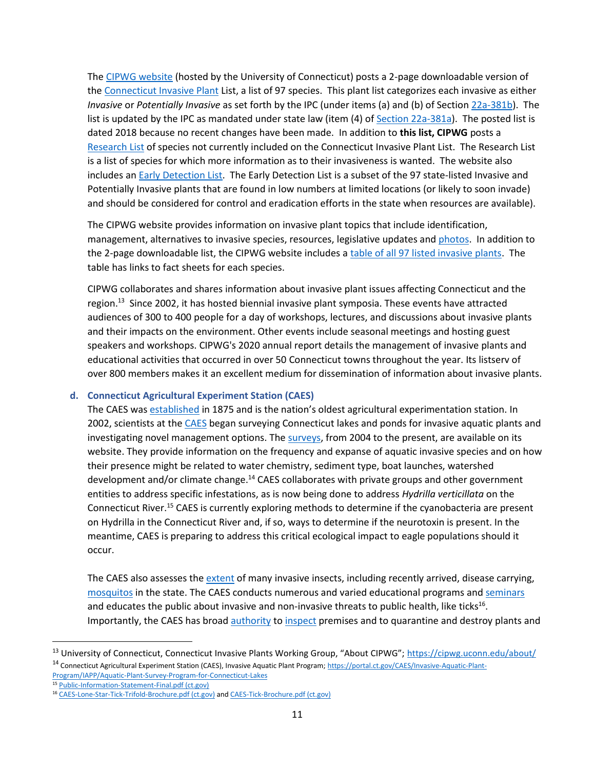The CIPWG website (hosted by the University of Connecticut) posts a 2-page downloadable version of the Connecticut Invasive Plant List, a list of 97 species. This plant list categorizes each invasive as either *Invasive* or *Potentially Invasive* as set forth by the IPC (under items (a) and (b) of Section 22a-381b). The list is updated by the IPC as mandated under state law (item (4) of Section 22a-381a). The posted list is dated 2018 because no recent changes have been made. In addition to **this list, CIPWG** posts a Research List of species not currently included on the Connecticut Invasive Plant List. The Research List is a list of species for which more information as to their invasiveness is wanted. The website also includes an Early Detection List. The Early Detection List is a subset of the 97 state-listed Invasive and Potentially Invasive plants that are found in low numbers at limited locations (or likely to soon invade) and should be considered for control and eradication efforts in the state when resources are available).

The CIPWG website provides information on invasive plant topics that include identification, management, alternatives to invasive species, resources, legislative updates and photos. In addition to the 2-page downloadable list, the CIPWG website includes a table of all 97 listed invasive plants. The table has links to fact sheets for each species.

CIPWG collaborates and shares information about invasive plant issues affecting Connecticut and the region.[13] Since 2002, it has hosted biennial invasive plant symposia. These events have attracted audiences of 300 to 400 people for a day of workshops, lectures, and discussions about invasive plants and their impacts on the environment. Other events include seasonal meetings and hosting guest speakers and workshops. CIPWG's 2020 annual report details the management of invasive plants and educational activities that occurred in over 50 Connecticut towns throughout the year. Its listserv of over 800 members makes it an excellent medium for dissemination of information about invasive plants.

**d. Connecticut Agricultural Experiment Station (CAES)**

The CAES was established in 1875 and is the nation's oldest agricultural experimentation station. In 2002, scientists at the CAES began surveying Connecticut lakes and ponds for invasive aquatic plants and investigating novel management options. The surveys, from 2004 to the present, are available on its website. They provide information on the frequency and expanse of aquatic invasive species and on how their presence might be related to water chemistry, sediment type, boat launches, watershed development and/or climate change.[14] CAES collaborates with private groups and other government entities to address specific infestations, as is now being done to address *Hydrilla verticillata* on the Connecticut River.[15] CAES is currently exploring methods to determine if the cyanobacteria are present on Hydrilla in the Connecticut River and, if so, ways to determine if the neurotoxin is present. In the meantime, CAES is preparing to address this critical ecological impact to eagle populations should it occur.

The CAES also assesses the extent of many invasive insects, including recently arrived, disease carrying, mosquitos in the state. The CAES conducts numerous and varied educational programs and seminars and educates the public about invasive and non-invasive threats to public health, like ticks[16]. Importantly, the CAES has broad authority to inspect premises and to quarantine and destroy plants and

---

[13] University of Connecticut, Connecticut Invasive Plants Working Group, "About CIPWG"; https://cipwg.uconn.edu/about/

[14] Connecticut Agricultural Experiment Station (CAES), Invasive Aquatic Plant Program; https://portal.ct.gov/CAES/Invasive-Aquatic-Plant-Program/IAPP/Aquatic-Plant-Survey-Program-for-Connecticut-Lakes

[15] Public-Information-Statement-Final.pdf (ct.gov)

[16] CAES-Lone-Star-Tick-Trifold-Brochure.pdf (ct.gov) and CAES-Tick-Brochure.pdf (ct.gov)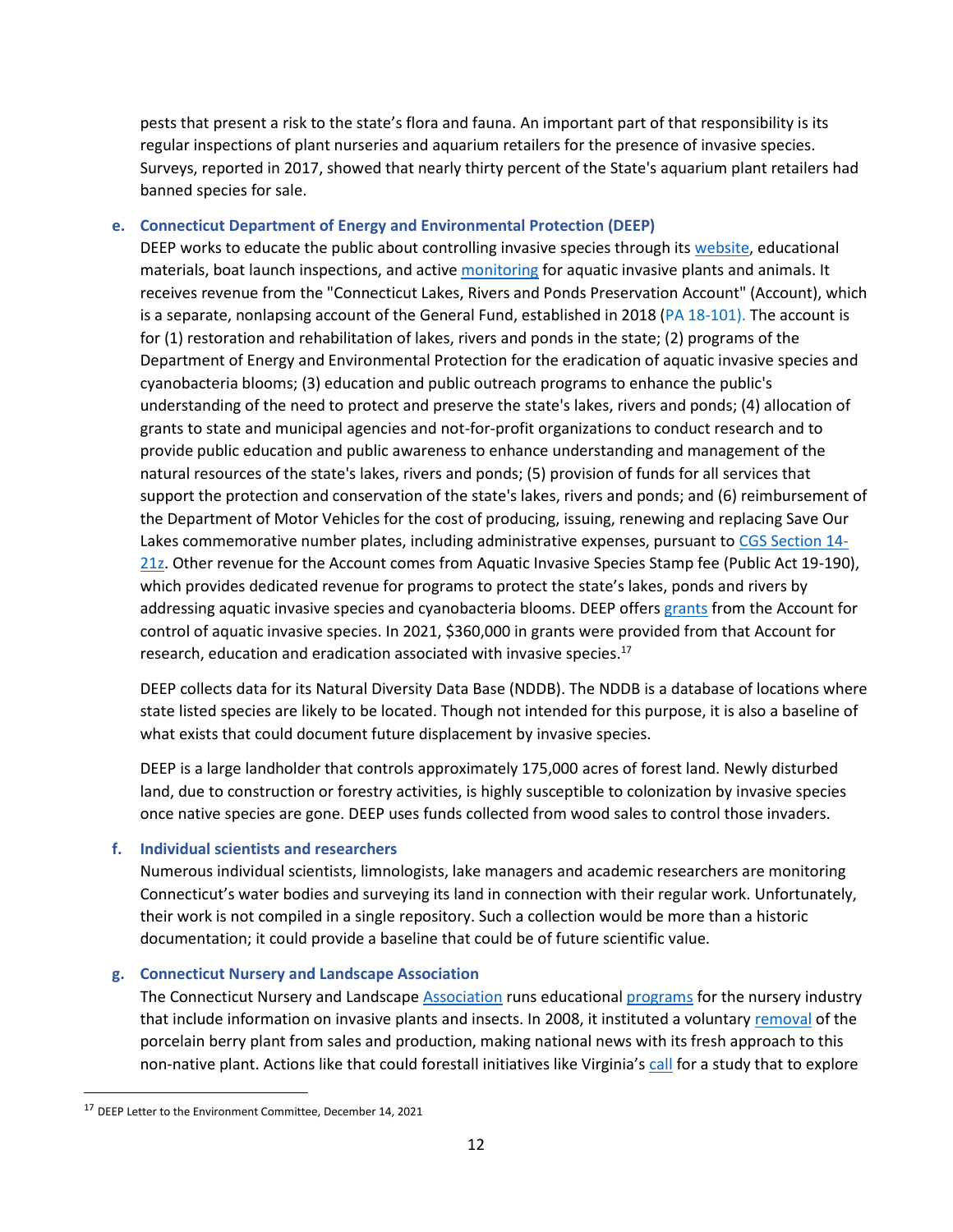pests that present a risk to the state's flora and fauna. An important part of that responsibility is its regular inspections of plant nurseries and aquarium retailers for the presence of invasive species. Surveys, reported in 2017, showed that nearly thirty percent of the State's aquarium plant retailers had banned species for sale.

**e. Connecticut Department of Energy and Environmental Protection (DEEP)**

DEEP works to educate the public about controlling invasive species through its website, educational materials, boat launch inspections, and active monitoring for aquatic invasive plants and animals. It receives revenue from the "Connecticut Lakes, Rivers and Ponds Preservation Account" (Account), which is a separate, nonlapsing account of the General Fund, established in 2018 (PA 18-101). The account is for (1) restoration and rehabilitation of lakes, rivers and ponds in the state; (2) programs of the Department of Energy and Environmental Protection for the eradication of aquatic invasive species and cyanobacteria blooms; (3) education and public outreach programs to enhance the public's understanding of the need to protect and preserve the state's lakes, rivers and ponds; (4) allocation of grants to state and municipal agencies and not-for-profit organizations to conduct research and to provide public education and public awareness to enhance understanding and management of the natural resources of the state's lakes, rivers and ponds; (5) provision of funds for all services that support the protection and conservation of the state's lakes, rivers and ponds; and (6) reimbursement of the Department of Motor Vehicles for the cost of producing, issuing, renewing and replacing Save Our Lakes commemorative number plates, including administrative expenses, pursuant to CGS Section 14-21z. Other revenue for the Account comes from Aquatic Invasive Species Stamp fee (Public Act 19-190), which provides dedicated revenue for programs to protect the state's lakes, ponds and rivers by addressing aquatic invasive species and cyanobacteria blooms. DEEP offers grants from the Account for control of aquatic invasive species. In 2021, $360,000 in grants were provided from that Account for research, education and eradication associated with invasive species.[17]

DEEP collects data for its Natural Diversity Data Base (NDDB). The NDDB is a database of locations where state listed species are likely to be located. Though not intended for this purpose, it is also a baseline of what exists that could document future displacement by invasive species.

DEEP is a large landholder that controls approximately 175,000 acres of forest land. Newly disturbed land, due to construction or forestry activities, is highly susceptible to colonization by invasive species once native species are gone. DEEP uses funds collected from wood sales to control those invaders.

**f. Individual scientists and researchers**

Numerous individual scientists, limnologists, lake managers and academic researchers are monitoring Connecticut's water bodies and surveying its land in connection with their regular work. Unfortunately, their work is not compiled in a single repository. Such a collection would be more than a historic documentation; it could provide a baseline that could be of future scientific value.

**g. Connecticut Nursery and Landscape Association**

The Connecticut Nursery and Landscape Association runs educational programs for the nursery industry that include information on invasive plants and insects. In 2008, it instituted a voluntary removal of the porcelain berry plant from sales and production, making national news with its fresh approach to this non-native plant. Actions like that could forestall initiatives like Virginia's call for a study that to explore

[17] DEEP Letter to the Environment Committee, December 14, 2021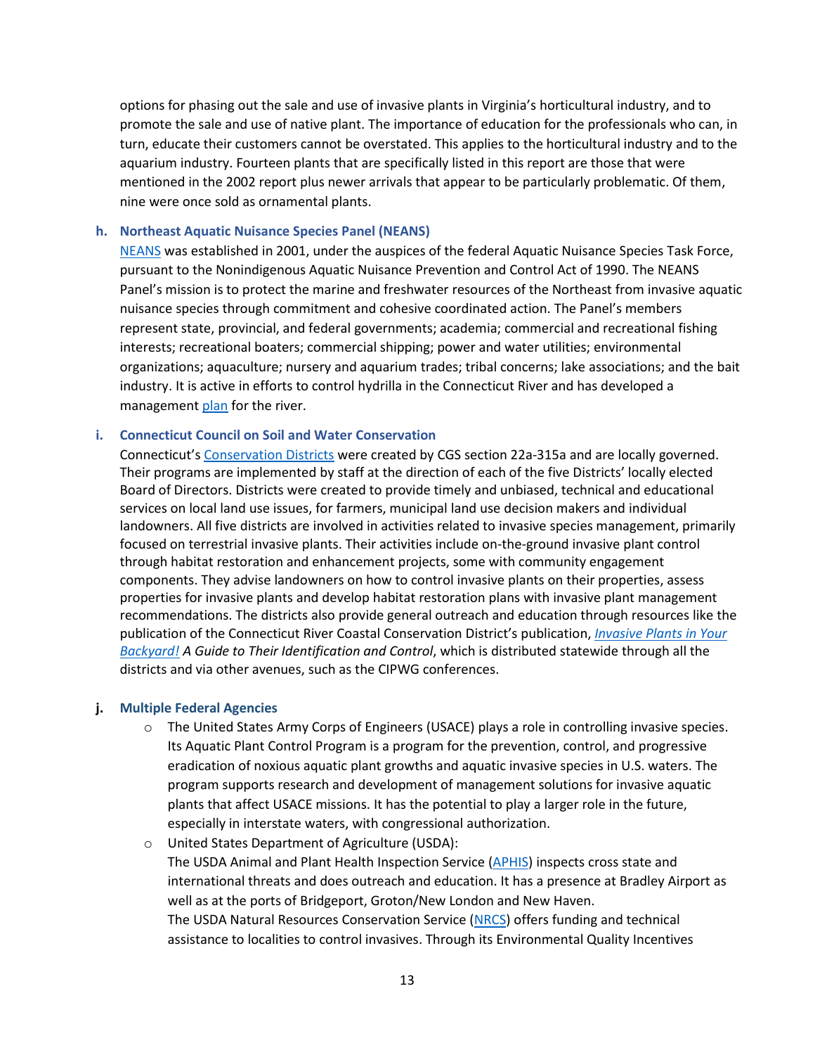options for phasing out the sale and use of invasive plants in Virginia's horticultural industry, and to promote the sale and use of native plant. The importance of education for the professionals who can, in turn, educate their customers cannot be overstated. This applies to the horticultural industry and to the aquarium industry. Fourteen plants that are specifically listed in this report are those that were mentioned in the 2002 report plus newer arrivals that appear to be particularly problematic. Of them, nine were once sold as ornamental plants.

### h. Northeast Aquatic Nuisance Species Panel (NEANS)

NEANS was established in 2001, under the auspices of the federal Aquatic Nuisance Species Task Force, pursuant to the Nonindigenous Aquatic Nuisance Prevention and Control Act of 1990. The NEANS Panel's mission is to protect the marine and freshwater resources of the Northeast from invasive aquatic nuisance species through commitment and cohesive coordinated action. The Panel's members represent state, provincial, and federal governments; academia; commercial and recreational fishing interests; recreational boaters; commercial shipping; power and water utilities; environmental organizations; aquaculture; nursery and aquarium trades; tribal concerns; lake associations; and the bait industry. It is active in efforts to control hydrilla in the Connecticut River and has developed a management plan for the river.

### i. Connecticut Council on Soil and Water Conservation

Connecticut's Conservation Districts were created by CGS section 22a-315a and are locally governed. Their programs are implemented by staff at the direction of each of the five Districts' locally elected Board of Directors. Districts were created to provide timely and unbiased, technical and educational services on local land use issues, for farmers, municipal land use decision makers and individual landowners. All five districts are involved in activities related to invasive species management, primarily focused on terrestrial invasive plants. Their activities include on-the-ground invasive plant control through habitat restoration and enhancement projects, some with community engagement components. They advise landowners on how to control invasive plants on their properties, assess properties for invasive plants and develop habitat restoration plans with invasive plant management recommendations. The districts also provide general outreach and education through resources like the publication of the Connecticut River Coastal Conservation District's publication, *Invasive Plants in Your Backyard! A Guide to Their Identification and Control*, which is distributed statewide through all the districts and via other avenues, such as the CIPWG conferences.

### j. Multiple Federal Agencies

- The United States Army Corps of Engineers (USACE) plays a role in controlling invasive species. Its Aquatic Plant Control Program is a program for the prevention, control, and progressive eradication of noxious aquatic plant growths and aquatic invasive species in U.S. waters. The program supports research and development of management solutions for invasive aquatic plants that affect USACE missions. It has the potential to play a larger role in the future, especially in interstate waters, with congressional authorization.
- United States Department of Agriculture (USDA):
  The USDA Animal and Plant Health Inspection Service (APHIS) inspects cross state and international threats and does outreach and education. It has a presence at Bradley Airport as well as at the ports of Bridgeport, Groton/New London and New Haven.
  The USDA Natural Resources Conservation Service (NRCS) offers funding and technical assistance to localities to control invasives. Through its Environmental Quality Incentives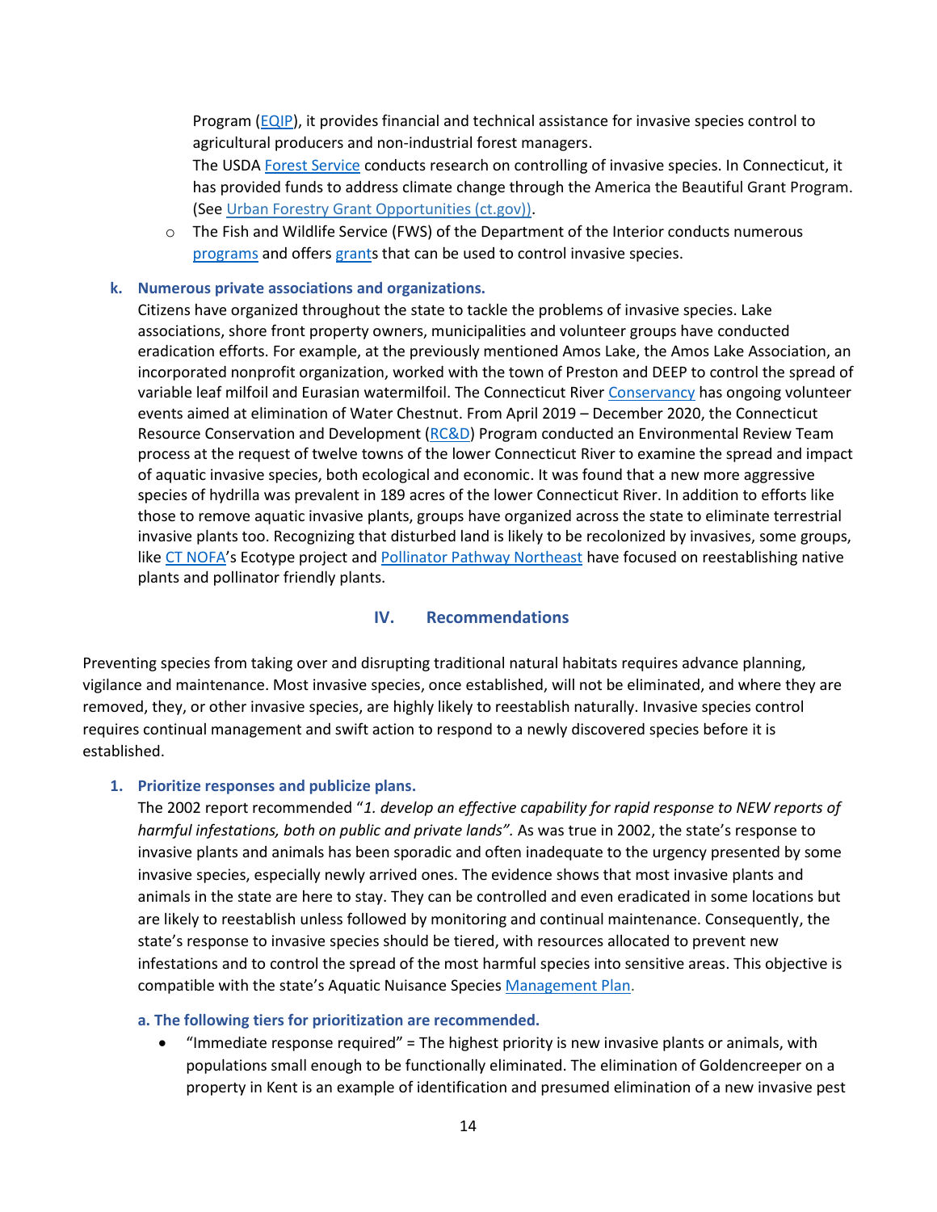Program (EQIP), it provides financial and technical assistance for invasive species control to agricultural producers and non-industrial forest managers.
The USDA Forest Service conducts research on controlling of invasive species. In Connecticut, it has provided funds to address climate change through the America the Beautiful Grant Program. (See Urban Forestry Grant Opportunities (ct.gov)).

- The Fish and Wildlife Service (FWS) of the Department of the Interior conducts numerous programs and offers grants that can be used to control invasive species.

**k. Numerous private associations and organizations.**

Citizens have organized throughout the state to tackle the problems of invasive species. Lake associations, shore front property owners, municipalities and volunteer groups have conducted eradication efforts. For example, at the previously mentioned Amos Lake, the Amos Lake Association, an incorporated nonprofit organization, worked with the town of Preston and DEEP to control the spread of variable leaf milfoil and Eurasian watermilfoil. The Connecticut River Conservancy has ongoing volunteer events aimed at elimination of Water Chestnut. From April 2019 – December 2020, the Connecticut Resource Conservation and Development (RC&D) Program conducted an Environmental Review Team process at the request of twelve towns of the lower Connecticut River to examine the spread and impact of aquatic invasive species, both ecological and economic. It was found that a new more aggressive species of hydrilla was prevalent in 189 acres of the lower Connecticut River. In addition to efforts like those to remove aquatic invasive plants, groups have organized across the state to eliminate terrestrial invasive plants too. Recognizing that disturbed land is likely to be recolonized by invasives, some groups, like CT NOFA's Ecotype project and Pollinator Pathway Northeast have focused on reestablishing native plants and pollinator friendly plants.

## IV. Recommendations

Preventing species from taking over and disrupting traditional natural habitats requires advance planning, vigilance and maintenance. Most invasive species, once established, will not be eliminated, and where they are removed, they, or other invasive species, are highly likely to reestablish naturally. Invasive species control requires continual management and swift action to respond to a newly discovered species before it is established.

### 1. Prioritize responses and publicize plans.

The 2002 report recommended "*1. develop an effective capability for rapid response to NEW reports of harmful infestations, both on public and private lands".* As was true in 2002, the state's response to invasive plants and animals has been sporadic and often inadequate to the urgency presented by some invasive species, especially newly arrived ones. The evidence shows that most invasive plants and animals in the state are here to stay. They can be controlled and even eradicated in some locations but are likely to reestablish unless followed by monitoring and continual maintenance. Consequently, the state's response to invasive species should be tiered, with resources allocated to prevent new infestations and to control the spread of the most harmful species into sensitive areas. This objective is compatible with the state's Aquatic Nuisance Species Management Plan.

**a. The following tiers for prioritization are recommended.**

- "Immediate response required" = The highest priority is new invasive plants or animals, with populations small enough to be functionally eliminated. The elimination of Goldencreeper on a property in Kent is an example of identification and presumed elimination of a new invasive pest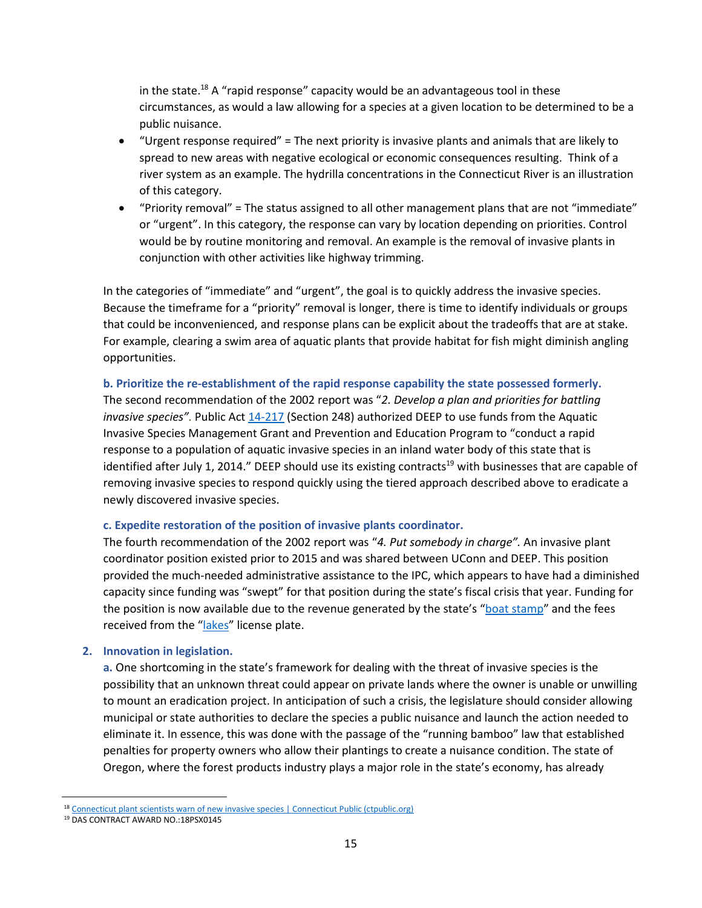in the state.[18] A "rapid response" capacity would be an advantageous tool in these circumstances, as would a law allowing for a species at a given location to be determined to be a public nuisance.

- "Urgent response required" = The next priority is invasive plants and animals that are likely to spread to new areas with negative ecological or economic consequences resulting. Think of a river system as an example. The hydrilla concentrations in the Connecticut River is an illustration of this category.
- "Priority removal" = The status assigned to all other management plans that are not "immediate" or "urgent". In this category, the response can vary by location depending on priorities. Control would be by routine monitoring and removal. An example is the removal of invasive plants in conjunction with other activities like highway trimming.

In the categories of "immediate" and "urgent", the goal is to quickly address the invasive species. Because the timeframe for a "priority" removal is longer, there is time to identify individuals or groups that could be inconvenienced, and response plans can be explicit about the tradeoffs that are at stake. For example, clearing a swim area of aquatic plants that provide habitat for fish might diminish angling opportunities.

**b. Prioritize the re-establishment of the rapid response capability the state possessed formerly.**
The second recommendation of the 2002 report was "*2. Develop a plan and priorities for battling invasive species".* Public Act 14-217 (Section 248) authorized DEEP to use funds from the Aquatic Invasive Species Management Grant and Prevention and Education Program to "conduct a rapid response to a population of aquatic invasive species in an inland water body of this state that is identified after July 1, 2014." DEEP should use its existing contracts[19] with businesses that are capable of removing invasive species to respond quickly using the tiered approach described above to eradicate a newly discovered invasive species.

**c. Expedite restoration of the position of invasive plants coordinator.**
The fourth recommendation of the 2002 report was "*4. Put somebody in charge".* An invasive plant coordinator position existed prior to 2015 and was shared between UConn and DEEP. This position provided the much-needed administrative assistance to the IPC, which appears to have had a diminished capacity since funding was "swept" for that position during the state's fiscal crisis that year. Funding for the position is now available due to the revenue generated by the state's "boat stamp" and the fees received from the "lakes" license plate.

2. **Innovation in legislation.**

   **a.** One shortcoming in the state's framework for dealing with the threat of invasive species is the possibility that an unknown threat could appear on private lands where the owner is unable or unwilling to mount an eradication project. In anticipation of such a crisis, the legislature should consider allowing municipal or state authorities to declare the species a public nuisance and launch the action needed to eliminate it. In essence, this was done with the passage of the "running bamboo" law that established penalties for property owners who allow their plantings to create a nuisance condition. The state of Oregon, where the forest products industry plays a major role in the state's economy, has already

[18] Connecticut plant scientists warn of new invasive species | Connecticut Public (ctpublic.org)

[19] DAS CONTRACT AWARD NO.:18PSX0145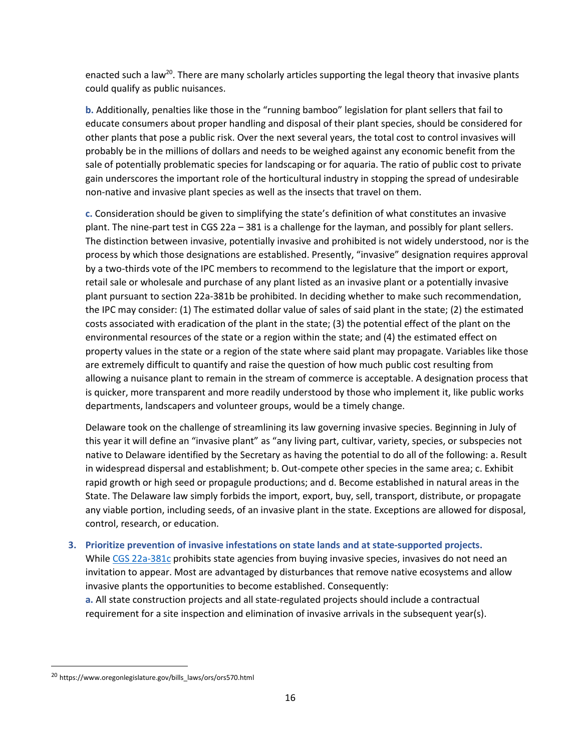enacted such a law[20]. There are many scholarly articles supporting the legal theory that invasive plants could qualify as public nuisances.

**b.** Additionally, penalties like those in the "running bamboo" legislation for plant sellers that fail to educate consumers about proper handling and disposal of their plant species, should be considered for other plants that pose a public risk. Over the next several years, the total cost to control invasives will probably be in the millions of dollars and needs to be weighed against any economic benefit from the sale of potentially problematic species for landscaping or for aquaria. The ratio of public cost to private gain underscores the important role of the horticultural industry in stopping the spread of undesirable non-native and invasive plant species as well as the insects that travel on them.

**c.** Consideration should be given to simplifying the state's definition of what constitutes an invasive plant. The nine-part test in CGS 22a – 381 is a challenge for the layman, and possibly for plant sellers. The distinction between invasive, potentially invasive and prohibited is not widely understood, nor is the process by which those designations are established. Presently, "invasive" designation requires approval by a two-thirds vote of the IPC members to recommend to the legislature that the import or export, retail sale or wholesale and purchase of any plant listed as an invasive plant or a potentially invasive plant pursuant to section 22a-381b be prohibited. In deciding whether to make such recommendation, the IPC may consider: (1) The estimated dollar value of sales of said plant in the state; (2) the estimated costs associated with eradication of the plant in the state; (3) the potential effect of the plant on the environmental resources of the state or a region within the state; and (4) the estimated effect on property values in the state or a region of the state where said plant may propagate. Variables like those are extremely difficult to quantify and raise the question of how much public cost resulting from allowing a nuisance plant to remain in the stream of commerce is acceptable. A designation process that is quicker, more transparent and more readily understood by those who implement it, like public works departments, landscapers and volunteer groups, would be a timely change.

Delaware took on the challenge of streamlining its law governing invasive species. Beginning in July of this year it will define an "invasive plant" as "any living part, cultivar, variety, species, or subspecies not native to Delaware identified by the Secretary as having the potential to do all of the following: a. Result in widespread dispersal and establishment; b. Out-compete other species in the same area; c. Exhibit rapid growth or high seed or propagule productions; and d. Become established in natural areas in the State. The Delaware law simply forbids the import, export, buy, sell, transport, distribute, or propagate any viable portion, including seeds, of an invasive plant in the state. Exceptions are allowed for disposal, control, research, or education.

3. **Prioritize prevention of invasive infestations on state lands and at state-supported projects.**
   While CGS 22a-381c prohibits state agencies from buying invasive species, invasives do not need an invitation to appear. Most are advantaged by disturbances that remove native ecosystems and allow invasive plants the opportunities to become established. Consequently:
   **a.** All state construction projects and all state-regulated projects should include a contractual requirement for a site inspection and elimination of invasive arrivals in the subsequent year(s).

[20] https://www.oregonlegislature.gov/bills_laws/ors/ors570.html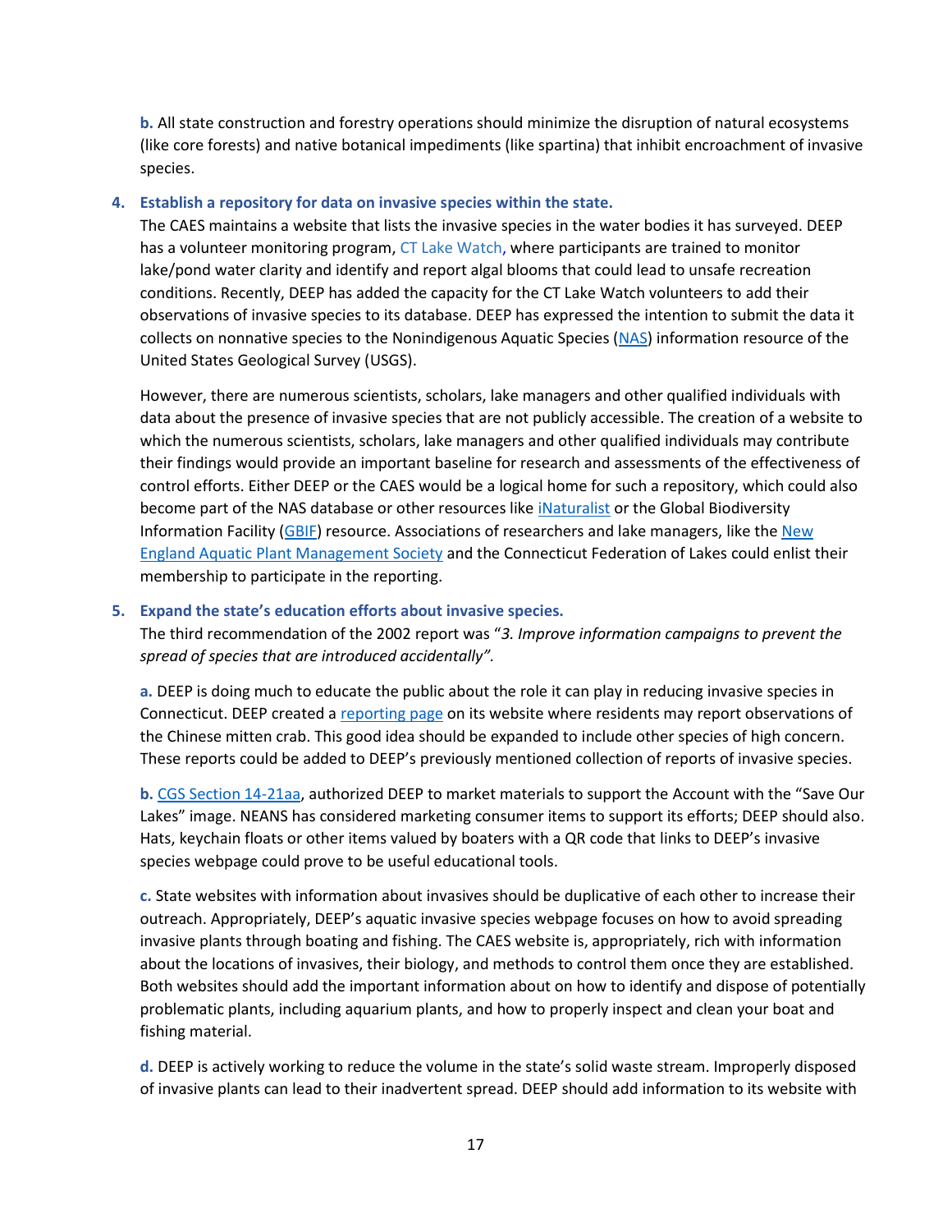**b.** All state construction and forestry operations should minimize the disruption of natural ecosystems (like core forests) and native botanical impediments (like spartina) that inhibit encroachment of invasive species.

4. **Establish a repository for data on invasive species within the state.**

   The CAES maintains a website that lists the invasive species in the water bodies it has surveyed. DEEP has a volunteer monitoring program, CT Lake Watch, where participants are trained to monitor lake/pond water clarity and identify and report algal blooms that could lead to unsafe recreation conditions. Recently, DEEP has added the capacity for the CT Lake Watch volunteers to add their observations of invasive species to its database. DEEP has expressed the intention to submit the data it collects on nonnative species to the Nonindigenous Aquatic Species (NAS) information resource of the United States Geological Survey (USGS).

   However, there are numerous scientists, scholars, lake managers and other qualified individuals with data about the presence of invasive species that are not publicly accessible. The creation of a website to which the numerous scientists, scholars, lake managers and other qualified individuals may contribute their findings would provide an important baseline for research and assessments of the effectiveness of control efforts. Either DEEP or the CAES would be a logical home for such a repository, which could also become part of the NAS database or other resources like iNaturalist or the Global Biodiversity Information Facility (GBIF) resource. Associations of researchers and lake managers, like the New England Aquatic Plant Management Society and the Connecticut Federation of Lakes could enlist their membership to participate in the reporting.

5. **Expand the state's education efforts about invasive species.**

   The third recommendation of the 2002 report was "*3. Improve information campaigns to prevent the spread of species that are introduced accidentally".*

   **a.** DEEP is doing much to educate the public about the role it can play in reducing invasive species in Connecticut. DEEP created a reporting page on its website where residents may report observations of the Chinese mitten crab. This good idea should be expanded to include other species of high concern. These reports could be added to DEEP's previously mentioned collection of reports of invasive species.

   **b.** CGS Section 14-21aa, authorized DEEP to market materials to support the Account with the "Save Our Lakes" image. NEANS has considered marketing consumer items to support its efforts; DEEP should also. Hats, keychain floats or other items valued by boaters with a QR code that links to DEEP's invasive species webpage could prove to be useful educational tools.

   **c.** State websites with information about invasives should be duplicative of each other to increase their outreach. Appropriately, DEEP's aquatic invasive species webpage focuses on how to avoid spreading invasive plants through boating and fishing. The CAES website is, appropriately, rich with information about the locations of invasives, their biology, and methods to control them once they are established. Both websites should add the important information about on how to identify and dispose of potentially problematic plants, including aquarium plants, and how to properly inspect and clean your boat and fishing material.

   **d.** DEEP is actively working to reduce the volume in the state's solid waste stream. Improperly disposed of invasive plants can lead to their inadvertent spread. DEEP should add information to its website with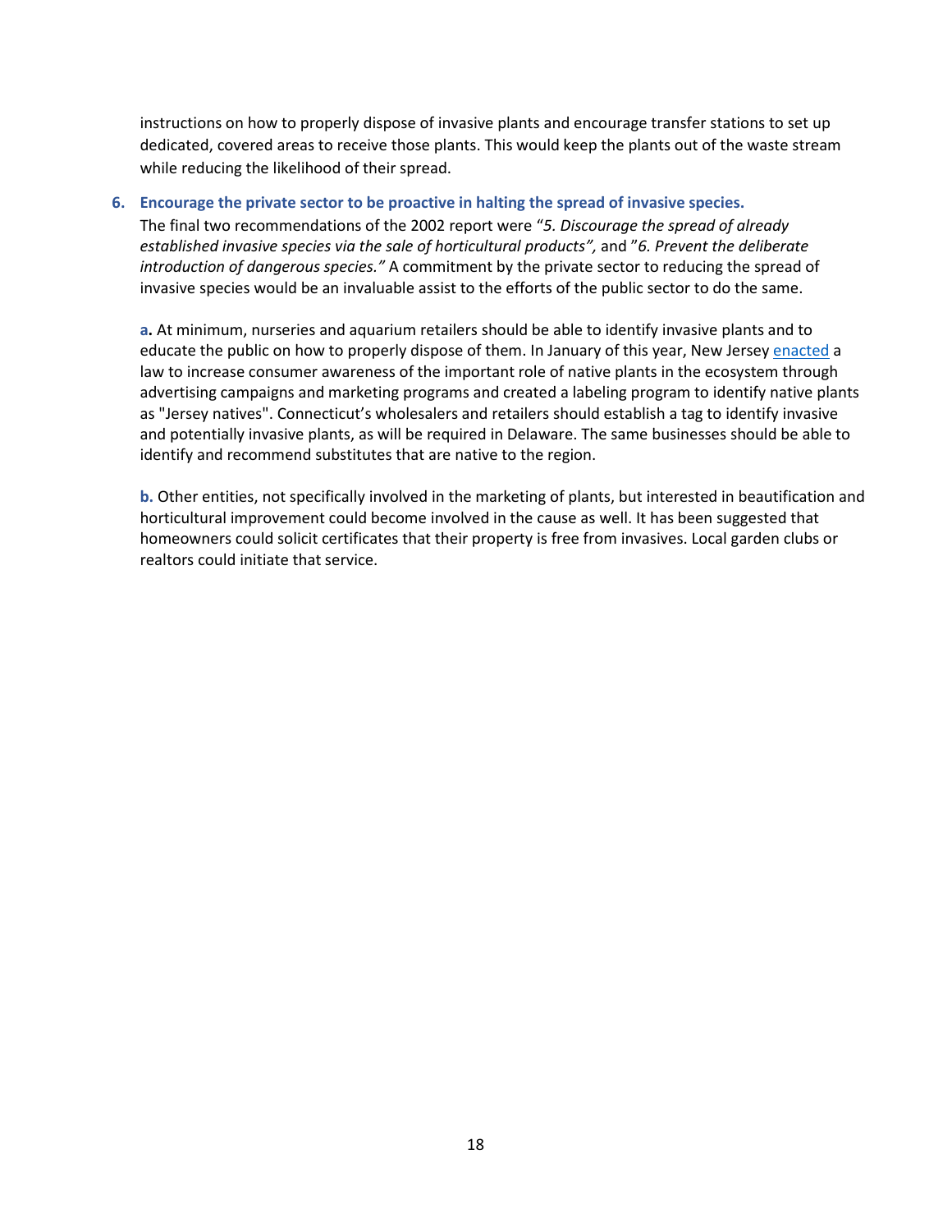instructions on how to properly dispose of invasive plants and encourage transfer stations to set up dedicated, covered areas to receive those plants. This would keep the plants out of the waste stream while reducing the likelihood of their spread.

6. **Encourage the private sector to be proactive in halting the spread of invasive species.**

   The final two recommendations of the 2002 report were "*5. Discourage the spread of already established invasive species via the sale of horticultural products",* and "*6. Prevent the deliberate introduction of dangerous species."* A commitment by the private sector to reducing the spread of invasive species would be an invaluable assist to the efforts of the public sector to do the same.

   **a.** At minimum, nurseries and aquarium retailers should be able to identify invasive plants and to educate the public on how to properly dispose of them. In January of this year, New Jersey enacted a law to increase consumer awareness of the important role of native plants in the ecosystem through advertising campaigns and marketing programs and created a labeling program to identify native plants as "Jersey natives". Connecticut's wholesalers and retailers should establish a tag to identify invasive and potentially invasive plants, as will be required in Delaware. The same businesses should be able to identify and recommend substitutes that are native to the region.

   **b.** Other entities, not specifically involved in the marketing of plants, but interested in beautification and horticultural improvement could become involved in the cause as well. It has been suggested that homeowners could solicit certificates that their property is free from invasives. Local garden clubs or realtors could initiate that service.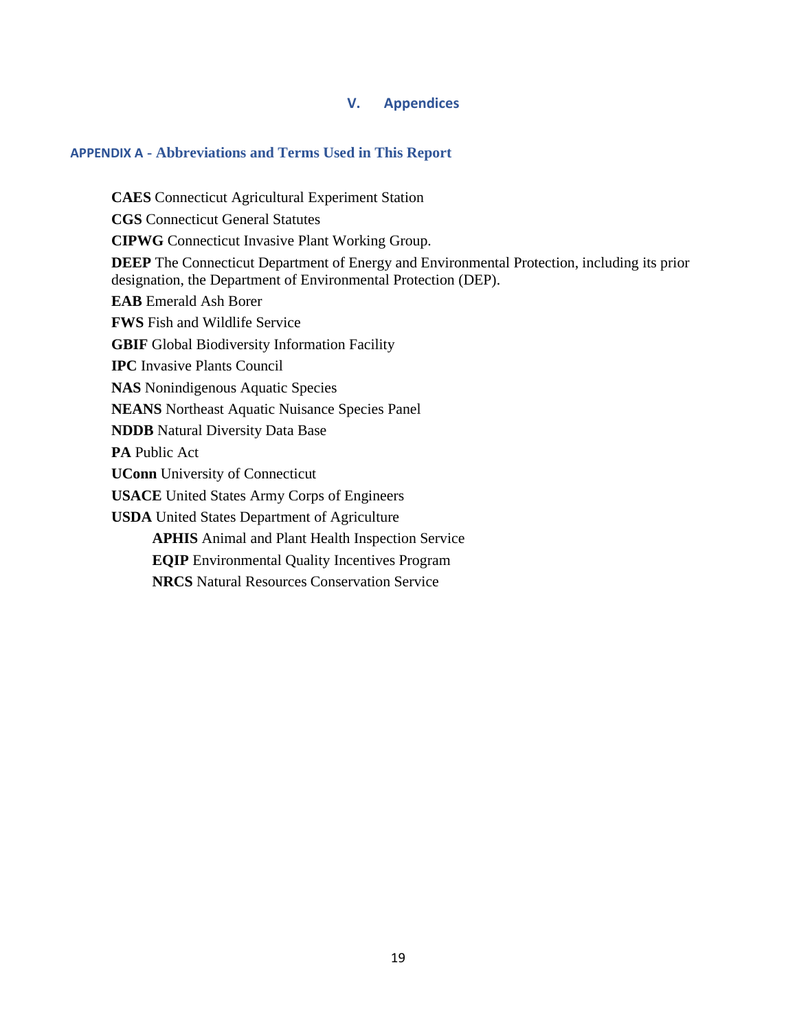# V. Appendices

## APPENDIX A - Abbreviations and Terms Used in This Report

**CAES** Connecticut Agricultural Experiment Station

**CGS** Connecticut General Statutes

**CIPWG** Connecticut Invasive Plant Working Group.

**DEEP** The Connecticut Department of Energy and Environmental Protection, including its prior designation, the Department of Environmental Protection (DEP).

**EAB** Emerald Ash Borer

**FWS** Fish and Wildlife Service

**GBIF** Global Biodiversity Information Facility

**IPC** Invasive Plants Council

**NAS** Nonindigenous Aquatic Species

**NEANS** Northeast Aquatic Nuisance Species Panel

**NDDB** Natural Diversity Data Base

**PA** Public Act

**UConn** University of Connecticut

**USACE** United States Army Corps of Engineers

**USDA** United States Department of Agriculture

- **APHIS** Animal and Plant Health Inspection Service
- **EQIP** Environmental Quality Incentives Program
- **NRCS** Natural Resources Conservation Service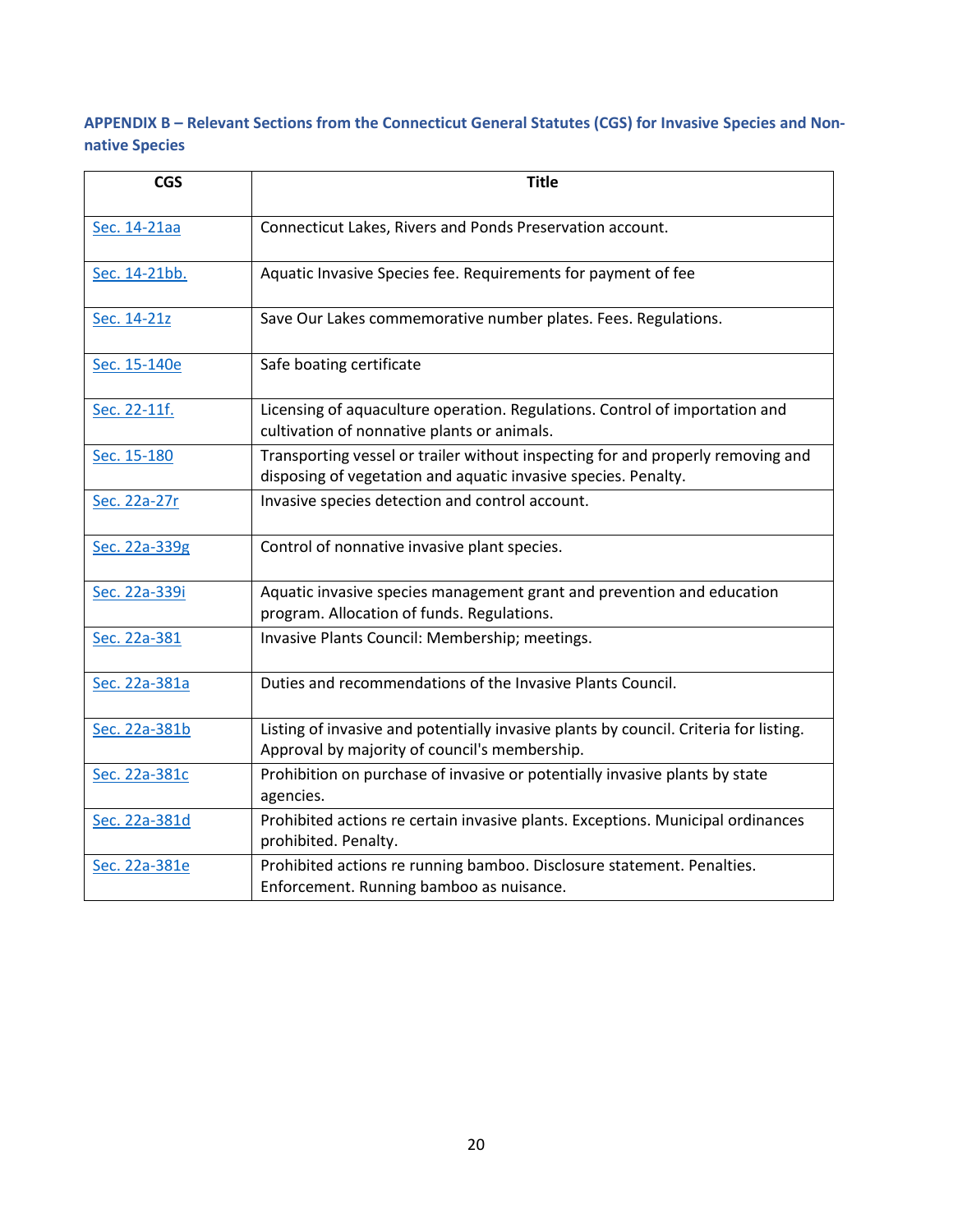### APPENDIX B – Relevant Sections from the Connecticut General Statutes (CGS) for Invasive Species and Non-native Species

| CGS | Title |
|---|---|
| Sec. 14-21aa | Connecticut Lakes, Rivers and Ponds Preservation account. |
| Sec. 14-21bb. | Aquatic Invasive Species fee. Requirements for payment of fee |
| Sec. 14-21z | Save Our Lakes commemorative number plates. Fees. Regulations. |
| Sec. 15-140e | Safe boating certificate |
| Sec. 22-11f. | Licensing of aquaculture operation. Regulations. Control of importation and cultivation of nonnative plants or animals. |
| Sec. 15-180 | Transporting vessel or trailer without inspecting for and properly removing and disposing of vegetation and aquatic invasive species. Penalty. |
| Sec. 22a-27r | Invasive species detection and control account. |
| Sec. 22a-339g | Control of nonnative invasive plant species. |
| Sec. 22a-339i | Aquatic invasive species management grant and prevention and education program. Allocation of funds. Regulations. |
| Sec. 22a-381 | Invasive Plants Council: Membership; meetings. |
| Sec. 22a-381a | Duties and recommendations of the Invasive Plants Council. |
| Sec. 22a-381b | Listing of invasive and potentially invasive plants by council. Criteria for listing. Approval by majority of council's membership. |
| Sec. 22a-381c | Prohibition on purchase of invasive or potentially invasive plants by state agencies. |
| Sec. 22a-381d | Prohibited actions re certain invasive plants. Exceptions. Municipal ordinances prohibited. Penalty. |
| Sec. 22a-381e | Prohibited actions re running bamboo. Disclosure statement. Penalties. Enforcement. Running bamboo as nuisance. |